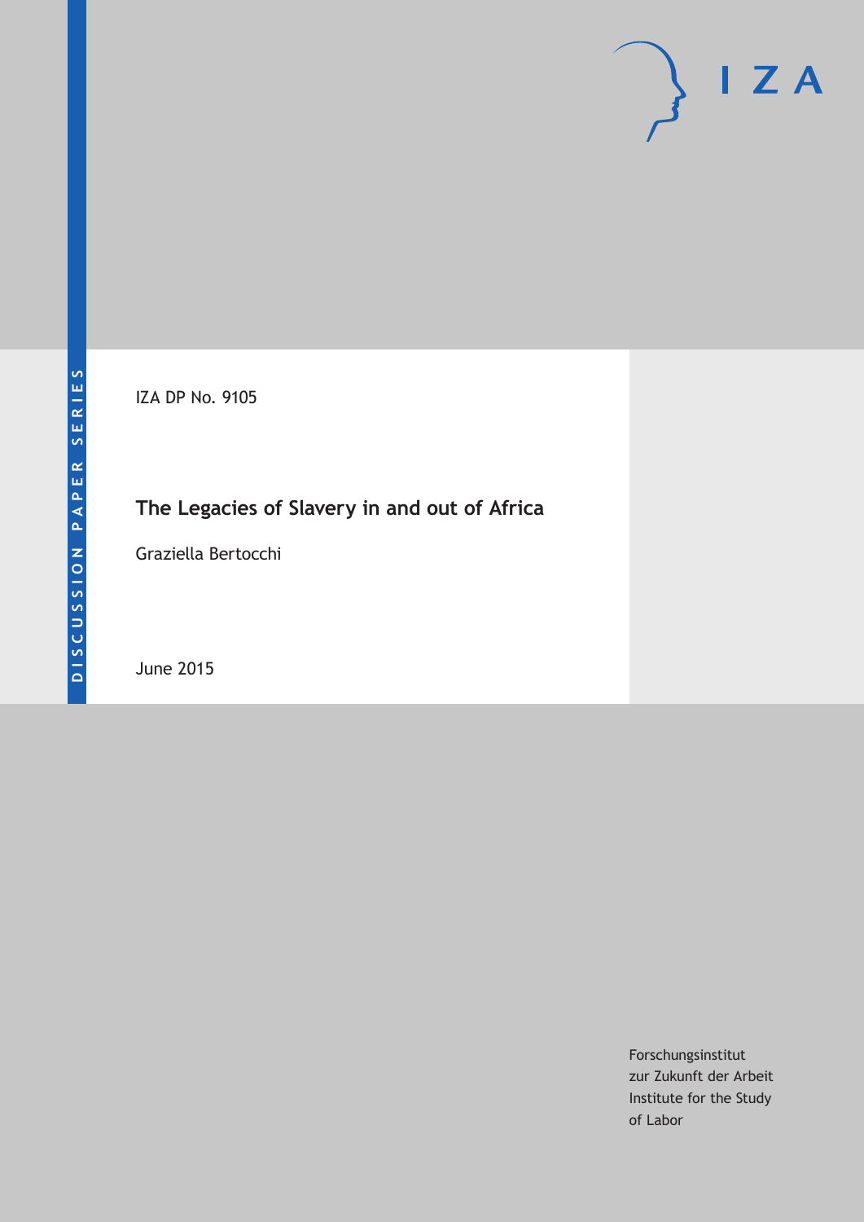DISCUSSION PAPER SERIES

IZA DP No. 9105

# The Legacies of Slavery in and out of Africa

Graziella Bertocchi

June 2015

IZA

Forschungsinstitut
zur Zukunft der Arbeit
Institute for the Study
of Labor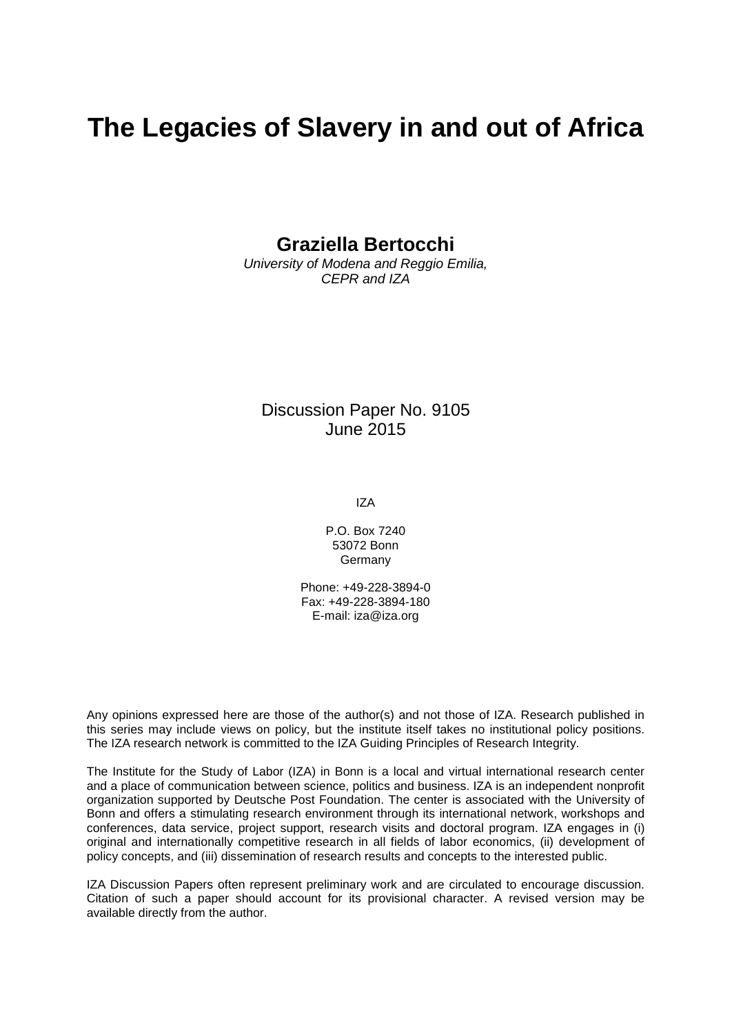# The Legacies of Slavery in and out of Africa

**Graziella Bertocchi**
*University of Modena and Reggio Emilia,*
*CEPR and IZA*

Discussion Paper No. 9105
June 2015

IZA

P.O. Box 7240
53072 Bonn
Germany

Phone: +49-228-3894-0
Fax: +49-228-3894-180
E-mail: iza@iza.org

Any opinions expressed here are those of the author(s) and not those of IZA. Research published in this series may include views on policy, but the institute itself takes no institutional policy positions. The IZA research network is committed to the IZA Guiding Principles of Research Integrity.

The Institute for the Study of Labor (IZA) in Bonn is a local and virtual international research center and a place of communication between science, politics and business. IZA is an independent nonprofit organization supported by Deutsche Post Foundation. The center is associated with the University of Bonn and offers a stimulating research environment through its international network, workshops and conferences, data service, project support, research visits and doctoral program. IZA engages in (i) original and internationally competitive research in all fields of labor economics, (ii) development of policy concepts, and (iii) dissemination of research results and concepts to the interested public.

IZA Discussion Papers often represent preliminary work and are circulated to encourage discussion. Citation of such a paper should account for its provisional character. A revised version may be available directly from the author.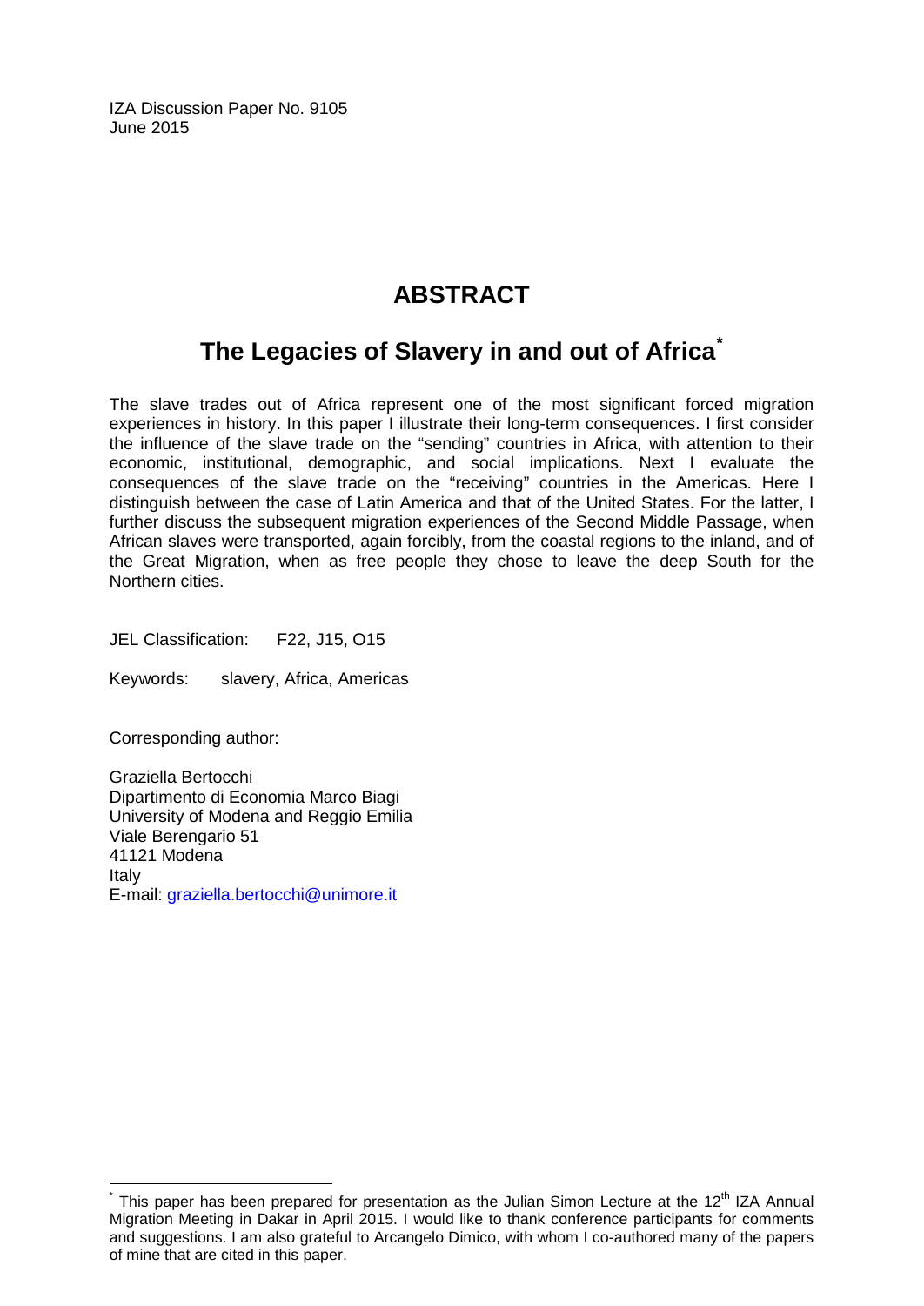IZA Discussion Paper No. 9105
June 2015

# ABSTRACT

## The Legacies of Slavery in and out of Africa[*]

The slave trades out of Africa represent one of the most significant forced migration experiences in history. In this paper I illustrate their long-term consequences. I first consider the influence of the slave trade on the "sending" countries in Africa, with attention to their economic, institutional, demographic, and social implications. Next I evaluate the consequences of the slave trade on the "receiving" countries in the Americas. Here I distinguish between the case of Latin America and that of the United States. For the latter, I further discuss the subsequent migration experiences of the Second Middle Passage, when African slaves were transported, again forcibly, from the coastal regions to the inland, and of the Great Migration, when as free people they chose to leave the deep South for the Northern cities.

JEL Classification: F22, J15, O15

Keywords: slavery, Africa, Americas

Corresponding author:

Graziella Bertocchi
Dipartimento di Economia Marco Biagi
University of Modena and Reggio Emilia
Viale Berengario 51
41121 Modena
Italy
E-mail: graziella.bertocchi@unimore.it

[*] This paper has been prepared for presentation as the Julian Simon Lecture at the 12th IZA Annual Migration Meeting in Dakar in April 2015. I would like to thank conference participants for comments and suggestions. I am also grateful to Arcangelo Dimico, with whom I co-authored many of the papers of mine that are cited in this paper.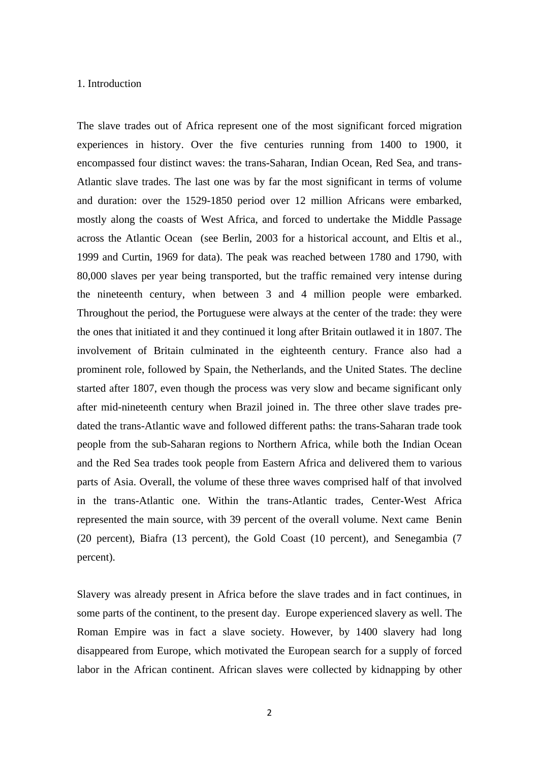## 1. Introduction

The slave trades out of Africa represent one of the most significant forced migration experiences in history. Over the five centuries running from 1400 to 1900, it encompassed four distinct waves: the trans-Saharan, Indian Ocean, Red Sea, and trans-Atlantic slave trades. The last one was by far the most significant in terms of volume and duration: over the 1529-1850 period over 12 million Africans were embarked, mostly along the coasts of West Africa, and forced to undertake the Middle Passage across the Atlantic Ocean (see Berlin, 2003 for a historical account, and Eltis et al., 1999 and Curtin, 1969 for data). The peak was reached between 1780 and 1790, with 80,000 slaves per year being transported, but the traffic remained very intense during the nineteenth century, when between 3 and 4 million people were embarked. Throughout the period, the Portuguese were always at the center of the trade: they were the ones that initiated it and they continued it long after Britain outlawed it in 1807. The involvement of Britain culminated in the eighteenth century. France also had a prominent role, followed by Spain, the Netherlands, and the United States. The decline started after 1807, even though the process was very slow and became significant only after mid-nineteenth century when Brazil joined in. The three other slave trades pre-dated the trans-Atlantic wave and followed different paths: the trans-Saharan trade took people from the sub-Saharan regions to Northern Africa, while both the Indian Ocean and the Red Sea trades took people from Eastern Africa and delivered them to various parts of Asia. Overall, the volume of these three waves comprised half of that involved in the trans-Atlantic one. Within the trans-Atlantic trades, Center-West Africa represented the main source, with 39 percent of the overall volume. Next came Benin (20 percent), Biafra (13 percent), the Gold Coast (10 percent), and Senegambia (7 percent).

Slavery was already present in Africa before the slave trades and in fact continues, in some parts of the continent, to the present day. Europe experienced slavery as well. The Roman Empire was in fact a slave society. However, by 1400 slavery had long disappeared from Europe, which motivated the European search for a supply of forced labor in the African continent. African slaves were collected by kidnapping by other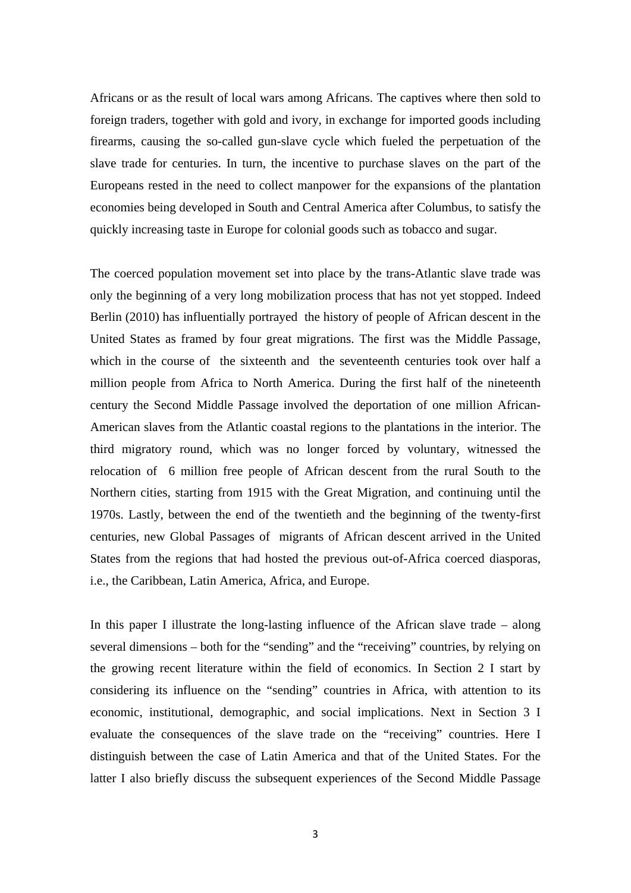Africans or as the result of local wars among Africans. The captives where then sold to foreign traders, together with gold and ivory, in exchange for imported goods including firearms, causing the so-called gun-slave cycle which fueled the perpetuation of the slave trade for centuries. In turn, the incentive to purchase slaves on the part of the Europeans rested in the need to collect manpower for the expansions of the plantation economies being developed in South and Central America after Columbus, to satisfy the quickly increasing taste in Europe for colonial goods such as tobacco and sugar.

The coerced population movement set into place by the trans-Atlantic slave trade was only the beginning of a very long mobilization process that has not yet stopped. Indeed Berlin (2010) has influentially portrayed the history of people of African descent in the United States as framed by four great migrations. The first was the Middle Passage, which in the course of the sixteenth and the seventeenth centuries took over half a million people from Africa to North America. During the first half of the nineteenth century the Second Middle Passage involved the deportation of one million African-American slaves from the Atlantic coastal regions to the plantations in the interior. The third migratory round, which was no longer forced by voluntary, witnessed the relocation of 6 million free people of African descent from the rural South to the Northern cities, starting from 1915 with the Great Migration, and continuing until the 1970s. Lastly, between the end of the twentieth and the beginning of the twenty-first centuries, new Global Passages of migrants of African descent arrived in the United States from the regions that had hosted the previous out-of-Africa coerced diasporas, i.e., the Caribbean, Latin America, Africa, and Europe.

In this paper I illustrate the long-lasting influence of the African slave trade – along several dimensions – both for the "sending" and the "receiving" countries, by relying on the growing recent literature within the field of economics. In Section 2 I start by considering its influence on the "sending" countries in Africa, with attention to its economic, institutional, demographic, and social implications. Next in Section 3 I evaluate the consequences of the slave trade on the "receiving" countries. Here I distinguish between the case of Latin America and that of the United States. For the latter I also briefly discuss the subsequent experiences of the Second Middle Passage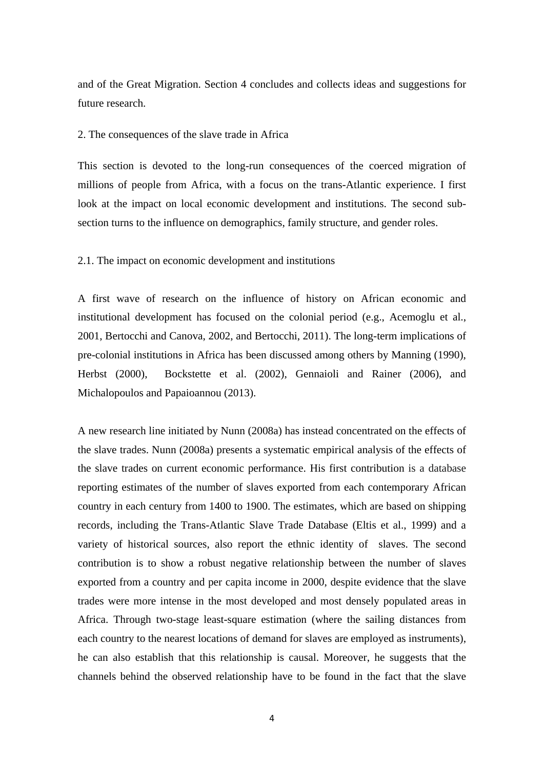and of the Great Migration. Section 4 concludes and collects ideas and suggestions for future research.

## 2. The consequences of the slave trade in Africa

This section is devoted to the long-run consequences of the coerced migration of millions of people from Africa, with a focus on the trans-Atlantic experience. I first look at the impact on local economic development and institutions. The second sub-section turns to the influence on demographics, family structure, and gender roles.

### 2.1. The impact on economic development and institutions

A first wave of research on the influence of history on African economic and institutional development has focused on the colonial period (e.g., Acemoglu et al., 2001, Bertocchi and Canova, 2002, and Bertocchi, 2011). The long-term implications of pre-colonial institutions in Africa has been discussed among others by Manning (1990), Herbst (2000), Bockstette et al. (2002), Gennaioli and Rainer (2006), and Michalopoulos and Papaioannou (2013).

A new research line initiated by Nunn (2008a) has instead concentrated on the effects of the slave trades. Nunn (2008a) presents a systematic empirical analysis of the effects of the slave trades on current economic performance. His first contribution is a database reporting estimates of the number of slaves exported from each contemporary African country in each century from 1400 to 1900. The estimates, which are based on shipping records, including the Trans-Atlantic Slave Trade Database (Eltis et al., 1999) and a variety of historical sources, also report the ethnic identity of slaves. The second contribution is to show a robust negative relationship between the number of slaves exported from a country and per capita income in 2000, despite evidence that the slave trades were more intense in the most developed and most densely populated areas in Africa. Through two-stage least-square estimation (where the sailing distances from each country to the nearest locations of demand for slaves are employed as instruments), he can also establish that this relationship is causal. Moreover, he suggests that the channels behind the observed relationship have to be found in the fact that the slave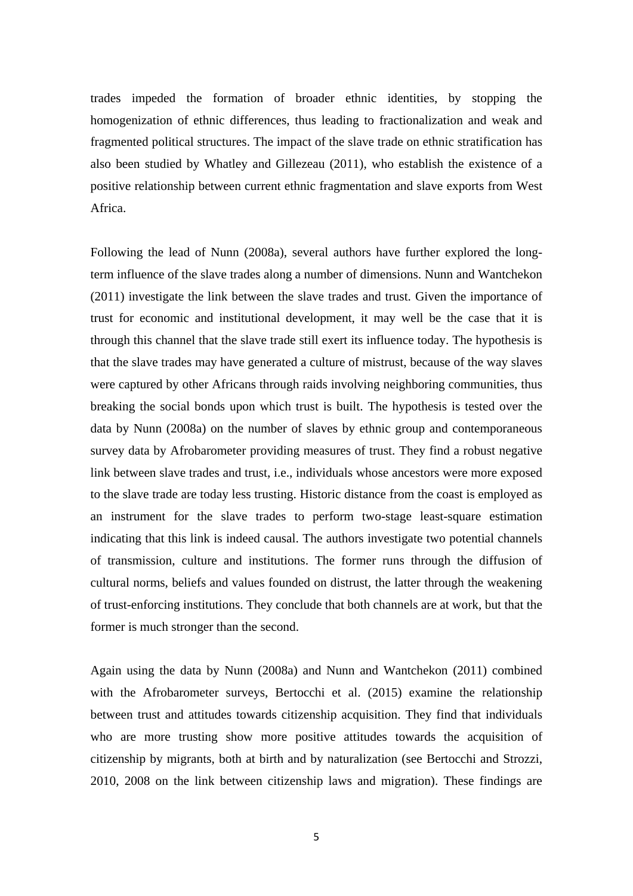trades impeded the formation of broader ethnic identities, by stopping the homogenization of ethnic differences, thus leading to fractionalization and weak and fragmented political structures. The impact of the slave trade on ethnic stratification has also been studied by Whatley and Gillezeau (2011), who establish the existence of a positive relationship between current ethnic fragmentation and slave exports from West Africa.

Following the lead of Nunn (2008a), several authors have further explored the long-term influence of the slave trades along a number of dimensions. Nunn and Wantchekon (2011) investigate the link between the slave trades and trust. Given the importance of trust for economic and institutional development, it may well be the case that it is through this channel that the slave trade still exert its influence today. The hypothesis is that the slave trades may have generated a culture of mistrust, because of the way slaves were captured by other Africans through raids involving neighboring communities, thus breaking the social bonds upon which trust is built. The hypothesis is tested over the data by Nunn (2008a) on the number of slaves by ethnic group and contemporaneous survey data by Afrobarometer providing measures of trust. They find a robust negative link between slave trades and trust, i.e., individuals whose ancestors were more exposed to the slave trade are today less trusting. Historic distance from the coast is employed as an instrument for the slave trades to perform two-stage least-square estimation indicating that this link is indeed causal. The authors investigate two potential channels of transmission, culture and institutions. The former runs through the diffusion of cultural norms, beliefs and values founded on distrust, the latter through the weakening of trust-enforcing institutions. They conclude that both channels are at work, but that the former is much stronger than the second.

Again using the data by Nunn (2008a) and Nunn and Wantchekon (2011) combined with the Afrobarometer surveys, Bertocchi et al. (2015) examine the relationship between trust and attitudes towards citizenship acquisition. They find that individuals who are more trusting show more positive attitudes towards the acquisition of citizenship by migrants, both at birth and by naturalization (see Bertocchi and Strozzi, 2010, 2008 on the link between citizenship laws and migration). These findings are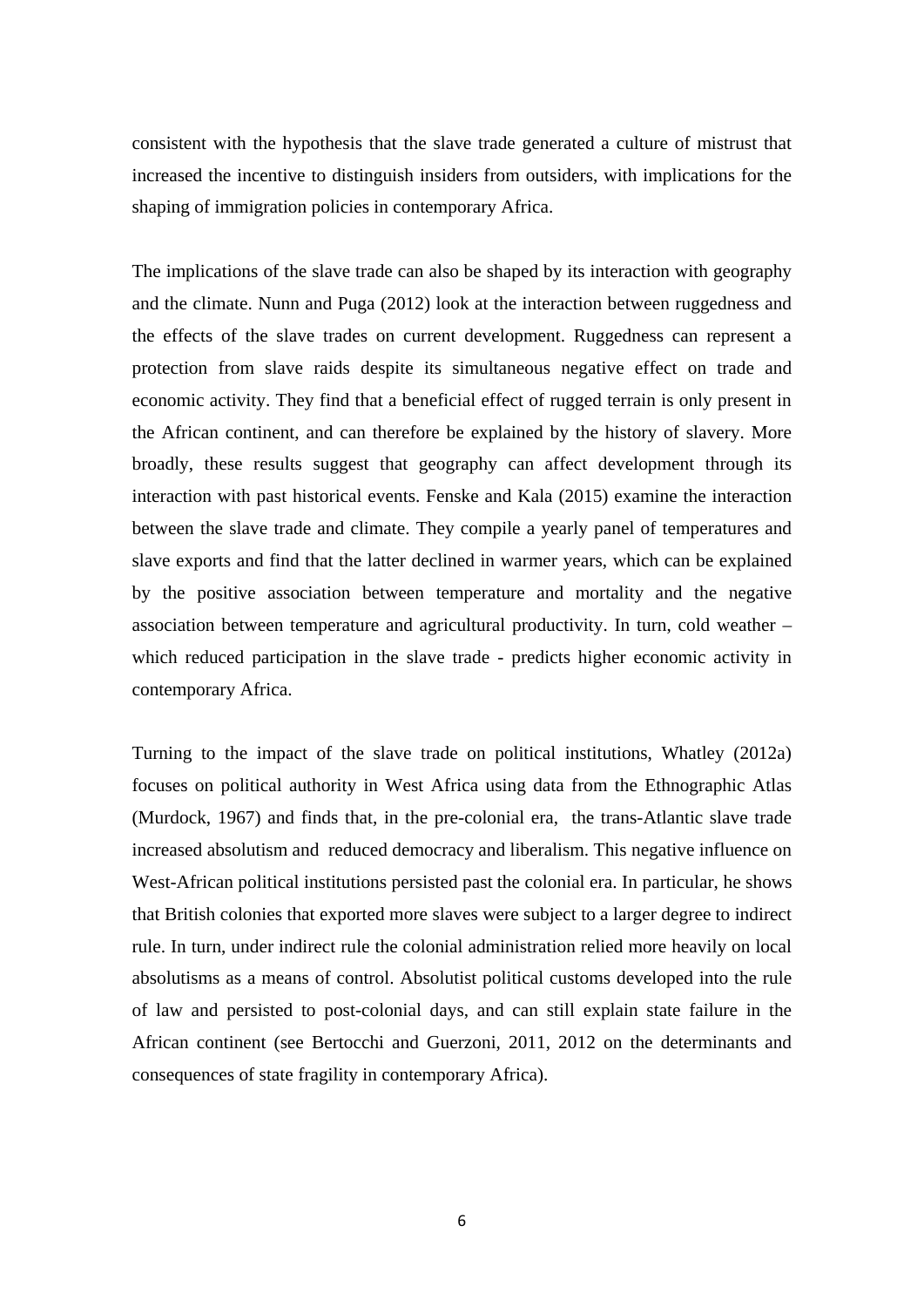consistent with the hypothesis that the slave trade generated a culture of mistrust that increased the incentive to distinguish insiders from outsiders, with implications for the shaping of immigration policies in contemporary Africa.

The implications of the slave trade can also be shaped by its interaction with geography and the climate. Nunn and Puga (2012) look at the interaction between ruggedness and the effects of the slave trades on current development. Ruggedness can represent a protection from slave raids despite its simultaneous negative effect on trade and economic activity. They find that a beneficial effect of rugged terrain is only present in the African continent, and can therefore be explained by the history of slavery. More broadly, these results suggest that geography can affect development through its interaction with past historical events. Fenske and Kala (2015) examine the interaction between the slave trade and climate. They compile a yearly panel of temperatures and slave exports and find that the latter declined in warmer years, which can be explained by the positive association between temperature and mortality and the negative association between temperature and agricultural productivity. In turn, cold weather – which reduced participation in the slave trade - predicts higher economic activity in contemporary Africa.

Turning to the impact of the slave trade on political institutions, Whatley (2012a) focuses on political authority in West Africa using data from the Ethnographic Atlas (Murdock, 1967) and finds that, in the pre-colonial era, the trans-Atlantic slave trade increased absolutism and reduced democracy and liberalism. This negative influence on West-African political institutions persisted past the colonial era. In particular, he shows that British colonies that exported more slaves were subject to a larger degree to indirect rule. In turn, under indirect rule the colonial administration relied more heavily on local absolutisms as a means of control. Absolutist political customs developed into the rule of law and persisted to post-colonial days, and can still explain state failure in the African continent (see Bertocchi and Guerzoni, 2011, 2012 on the determinants and consequences of state fragility in contemporary Africa).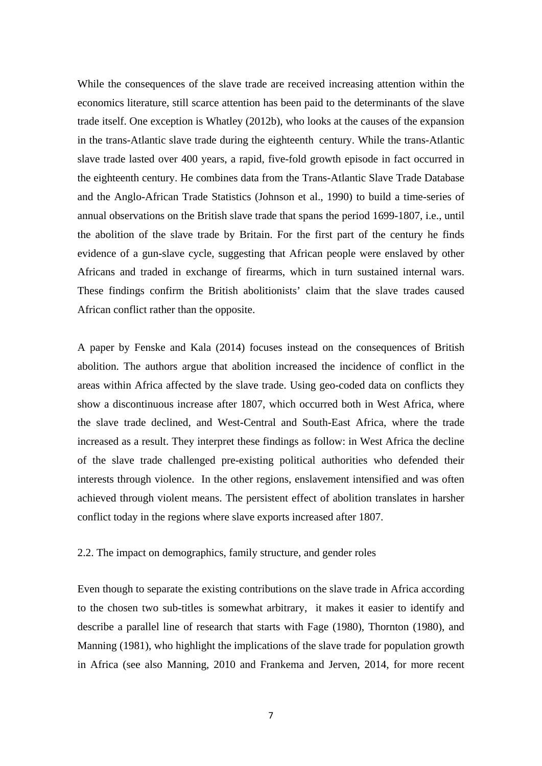While the consequences of the slave trade are received increasing attention within the economics literature, still scarce attention has been paid to the determinants of the slave trade itself. One exception is Whatley (2012b), who looks at the causes of the expansion in the trans-Atlantic slave trade during the eighteenth century. While the trans-Atlantic slave trade lasted over 400 years, a rapid, five-fold growth episode in fact occurred in the eighteenth century. He combines data from the Trans-Atlantic Slave Trade Database and the Anglo-African Trade Statistics (Johnson et al., 1990) to build a time-series of annual observations on the British slave trade that spans the period 1699-1807, i.e., until the abolition of the slave trade by Britain. For the first part of the century he finds evidence of a gun-slave cycle, suggesting that African people were enslaved by other Africans and traded in exchange of firearms, which in turn sustained internal wars. These findings confirm the British abolitionists' claim that the slave trades caused African conflict rather than the opposite.

A paper by Fenske and Kala (2014) focuses instead on the consequences of British abolition. The authors argue that abolition increased the incidence of conflict in the areas within Africa affected by the slave trade. Using geo-coded data on conflicts they show a discontinuous increase after 1807, which occurred both in West Africa, where the slave trade declined, and West-Central and South-East Africa, where the trade increased as a result. They interpret these findings as follow: in West Africa the decline of the slave trade challenged pre-existing political authorities who defended their interests through violence. In the other regions, enslavement intensified and was often achieved through violent means. The persistent effect of abolition translates in harsher conflict today in the regions where slave exports increased after 1807.

## 2.2. The impact on demographics, family structure, and gender roles

Even though to separate the existing contributions on the slave trade in Africa according to the chosen two sub-titles is somewhat arbitrary, it makes it easier to identify and describe a parallel line of research that starts with Fage (1980), Thornton (1980), and Manning (1981), who highlight the implications of the slave trade for population growth in Africa (see also Manning, 2010 and Frankema and Jerven, 2014, for more recent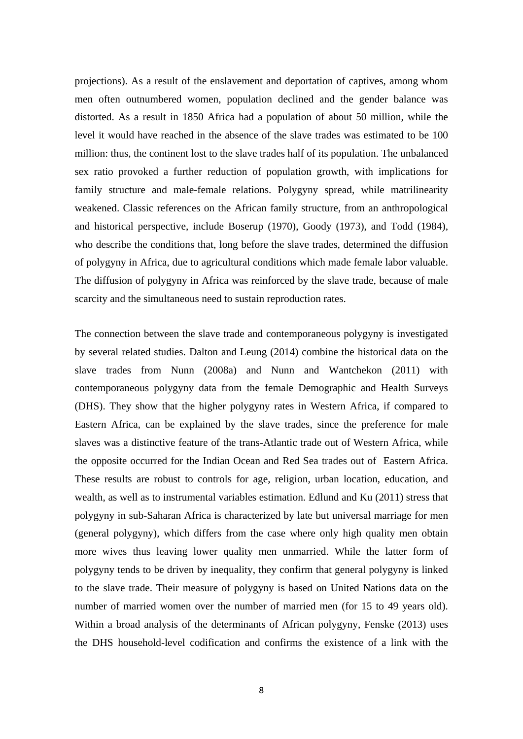projections). As a result of the enslavement and deportation of captives, among whom men often outnumbered women, population declined and the gender balance was distorted. As a result in 1850 Africa had a population of about 50 million, while the level it would have reached in the absence of the slave trades was estimated to be 100 million: thus, the continent lost to the slave trades half of its population. The unbalanced sex ratio provoked a further reduction of population growth, with implications for family structure and male-female relations. Polygyny spread, while matrilinearity weakened. Classic references on the African family structure, from an anthropological and historical perspective, include Boserup (1970), Goody (1973), and Todd (1984), who describe the conditions that, long before the slave trades, determined the diffusion of polygyny in Africa, due to agricultural conditions which made female labor valuable. The diffusion of polygyny in Africa was reinforced by the slave trade, because of male scarcity and the simultaneous need to sustain reproduction rates.

The connection between the slave trade and contemporaneous polygyny is investigated by several related studies. Dalton and Leung (2014) combine the historical data on the slave trades from Nunn (2008a) and Nunn and Wantchekon (2011) with contemporaneous polygyny data from the female Demographic and Health Surveys (DHS). They show that the higher polygyny rates in Western Africa, if compared to Eastern Africa, can be explained by the slave trades, since the preference for male slaves was a distinctive feature of the trans-Atlantic trade out of Western Africa, while the opposite occurred for the Indian Ocean and Red Sea trades out of Eastern Africa. These results are robust to controls for age, religion, urban location, education, and wealth, as well as to instrumental variables estimation. Edlund and Ku (2011) stress that polygyny in sub-Saharan Africa is characterized by late but universal marriage for men (general polygyny), which differs from the case where only high quality men obtain more wives thus leaving lower quality men unmarried. While the latter form of polygyny tends to be driven by inequality, they confirm that general polygyny is linked to the slave trade. Their measure of polygyny is based on United Nations data on the number of married women over the number of married men (for 15 to 49 years old). Within a broad analysis of the determinants of African polygyny, Fenske (2013) uses the DHS household-level codification and confirms the existence of a link with the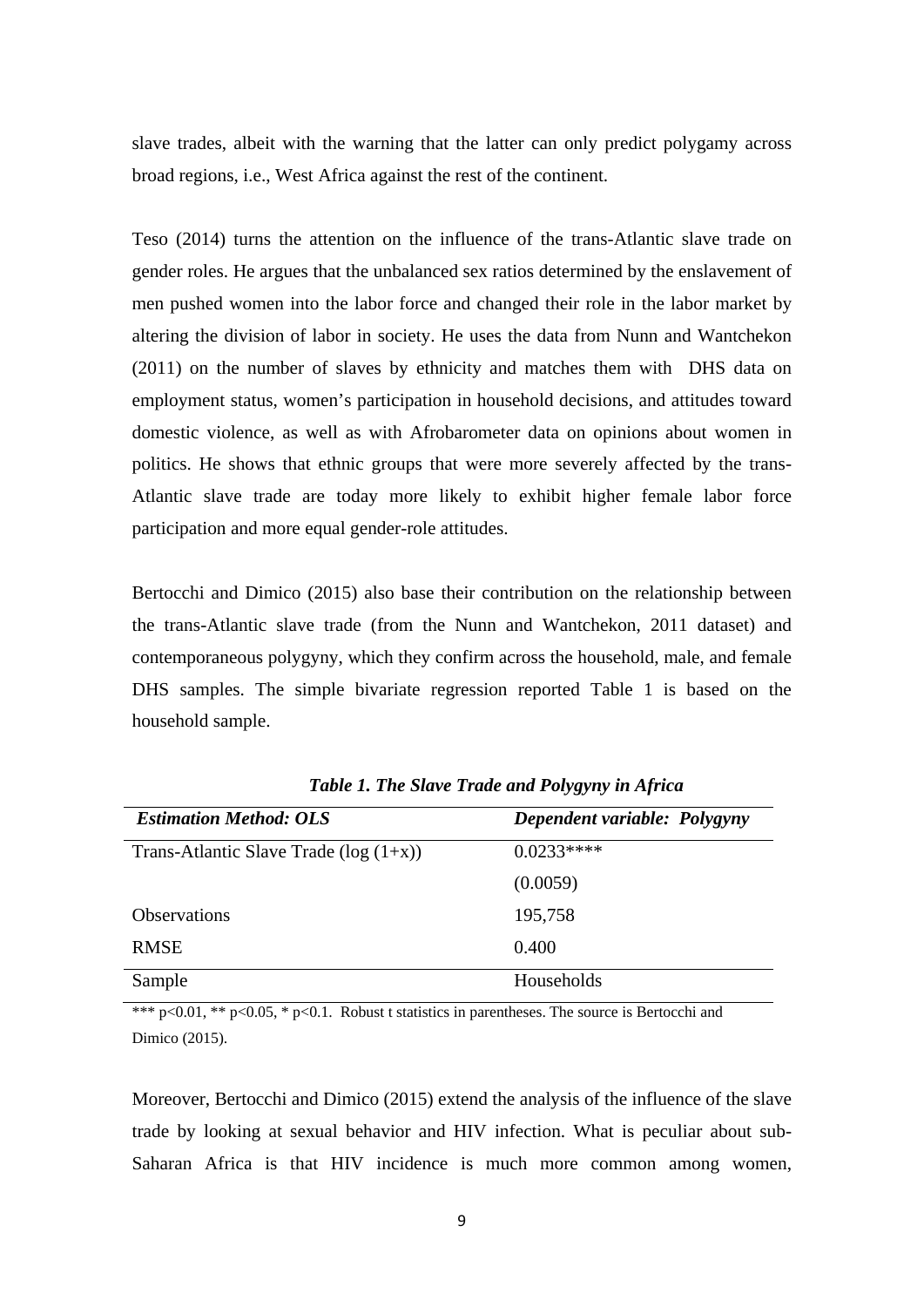slave trades, albeit with the warning that the latter can only predict polygamy across broad regions, i.e., West Africa against the rest of the continent.

Teso (2014) turns the attention on the influence of the trans-Atlantic slave trade on gender roles. He argues that the unbalanced sex ratios determined by the enslavement of men pushed women into the labor force and changed their role in the labor market by altering the division of labor in society. He uses the data from Nunn and Wantchekon (2011) on the number of slaves by ethnicity and matches them with DHS data on employment status, women's participation in household decisions, and attitudes toward domestic violence, as well as with Afrobarometer data on opinions about women in politics. He shows that ethnic groups that were more severely affected by the trans-Atlantic slave trade are today more likely to exhibit higher female labor force participation and more equal gender-role attitudes.

Bertocchi and Dimico (2015) also base their contribution on the relationship between the trans-Atlantic slave trade (from the Nunn and Wantchekon, 2011 dataset) and contemporaneous polygyny, which they confirm across the household, male, and female DHS samples. The simple bivariate regression reported Table 1 is based on the household sample.

***Table 1. The Slave Trade and Polygyny in Africa***

| ***Estimation Method: OLS*** | ***Dependent variable: Polygyny*** |
|---|---|
| Trans-Atlantic Slave Trade (log (1+x)) | 0.0233**** |
| | (0.0059) |
| Observations | 195,758 |
| RMSE | 0.400 |
| Sample | Households |

*** p<0.01, ** p<0.05, * p<0.1. Robust t statistics in parentheses. The source is Bertocchi and Dimico (2015).

Moreover, Bertocchi and Dimico (2015) extend the analysis of the influence of the slave trade by looking at sexual behavior and HIV infection. What is peculiar about sub-Saharan Africa is that HIV incidence is much more common among women,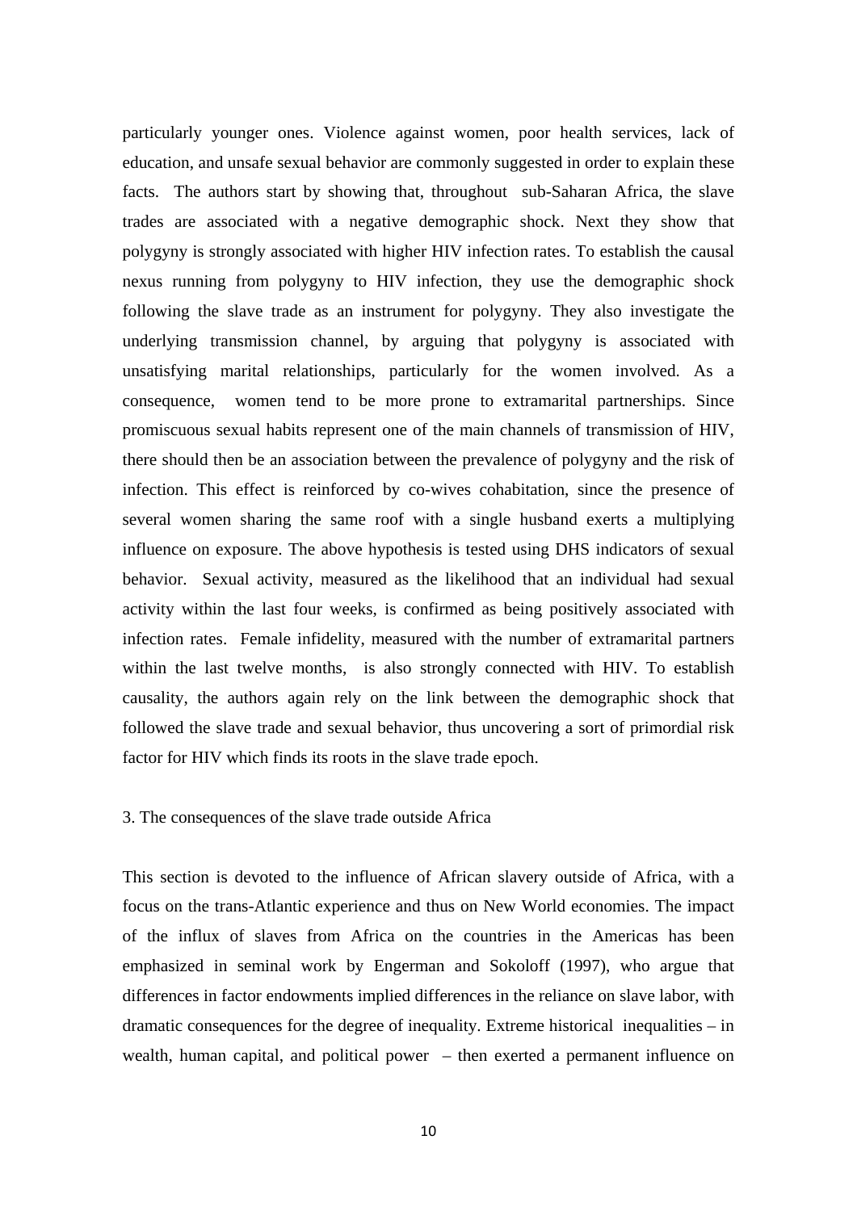particularly younger ones. Violence against women, poor health services, lack of education, and unsafe sexual behavior are commonly suggested in order to explain these facts. The authors start by showing that, throughout sub-Saharan Africa, the slave trades are associated with a negative demographic shock. Next they show that polygyny is strongly associated with higher HIV infection rates. To establish the causal nexus running from polygyny to HIV infection, they use the demographic shock following the slave trade as an instrument for polygyny. They also investigate the underlying transmission channel, by arguing that polygyny is associated with unsatisfying marital relationships, particularly for the women involved. As a consequence, women tend to be more prone to extramarital partnerships. Since promiscuous sexual habits represent one of the main channels of transmission of HIV, there should then be an association between the prevalence of polygyny and the risk of infection. This effect is reinforced by co-wives cohabitation, since the presence of several women sharing the same roof with a single husband exerts a multiplying influence on exposure. The above hypothesis is tested using DHS indicators of sexual behavior. Sexual activity, measured as the likelihood that an individual had sexual activity within the last four weeks, is confirmed as being positively associated with infection rates. Female infidelity, measured with the number of extramarital partners within the last twelve months, is also strongly connected with HIV. To establish causality, the authors again rely on the link between the demographic shock that followed the slave trade and sexual behavior, thus uncovering a sort of primordial risk factor for HIV which finds its roots in the slave trade epoch.

## 3. The consequences of the slave trade outside Africa

This section is devoted to the influence of African slavery outside of Africa, with a focus on the trans-Atlantic experience and thus on New World economies. The impact of the influx of slaves from Africa on the countries in the Americas has been emphasized in seminal work by Engerman and Sokoloff (1997), who argue that differences in factor endowments implied differences in the reliance on slave labor, with dramatic consequences for the degree of inequality. Extreme historical inequalities – in wealth, human capital, and political power – then exerted a permanent influence on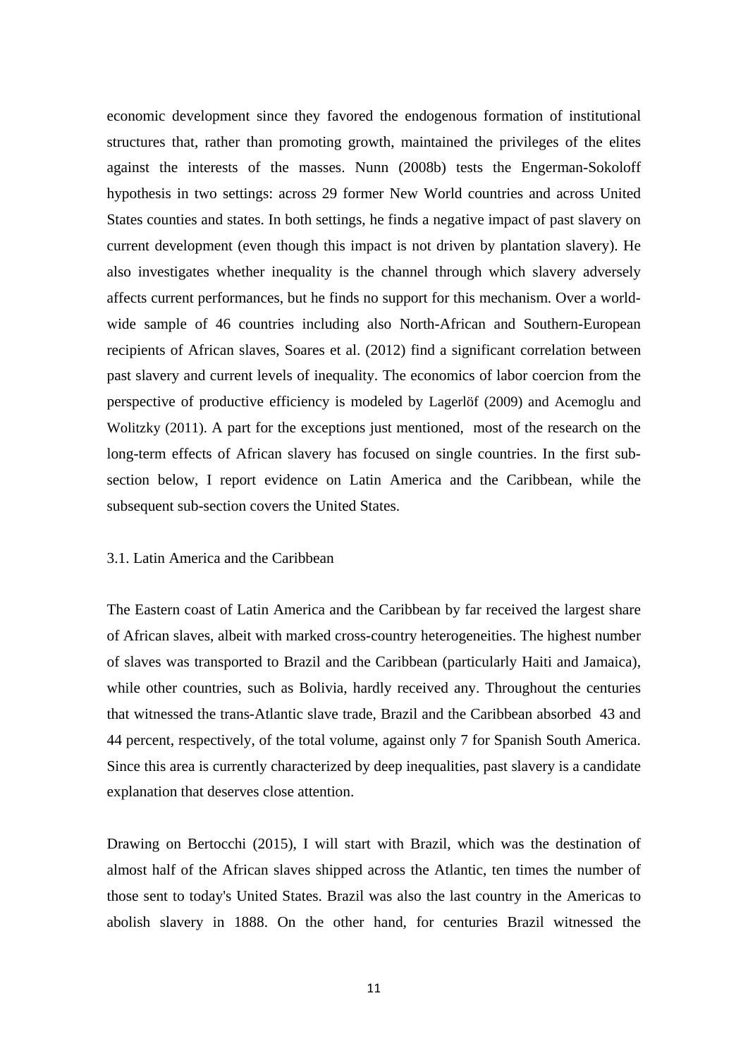economic development since they favored the endogenous formation of institutional structures that, rather than promoting growth, maintained the privileges of the elites against the interests of the masses. Nunn (2008b) tests the Engerman-Sokoloff hypothesis in two settings: across 29 former New World countries and across United States counties and states. In both settings, he finds a negative impact of past slavery on current development (even though this impact is not driven by plantation slavery). He also investigates whether inequality is the channel through which slavery adversely affects current performances, but he finds no support for this mechanism. Over a world-wide sample of 46 countries including also North-African and Southern-European recipients of African slaves, Soares et al. (2012) find a significant correlation between past slavery and current levels of inequality. The economics of labor coercion from the perspective of productive efficiency is modeled by Lagerlöf (2009) and Acemoglu and Wolitzky (2011). A part for the exceptions just mentioned, most of the research on the long-term effects of African slavery has focused on single countries. In the first sub-section below, I report evidence on Latin America and the Caribbean, while the subsequent sub-section covers the United States.

### 3.1. Latin America and the Caribbean

The Eastern coast of Latin America and the Caribbean by far received the largest share of African slaves, albeit with marked cross-country heterogeneities. The highest number of slaves was transported to Brazil and the Caribbean (particularly Haiti and Jamaica), while other countries, such as Bolivia, hardly received any. Throughout the centuries that witnessed the trans-Atlantic slave trade, Brazil and the Caribbean absorbed 43 and 44 percent, respectively, of the total volume, against only 7 for Spanish South America. Since this area is currently characterized by deep inequalities, past slavery is a candidate explanation that deserves close attention.

Drawing on Bertocchi (2015), I will start with Brazil, which was the destination of almost half of the African slaves shipped across the Atlantic, ten times the number of those sent to today's United States. Brazil was also the last country in the Americas to abolish slavery in 1888. On the other hand, for centuries Brazil witnessed the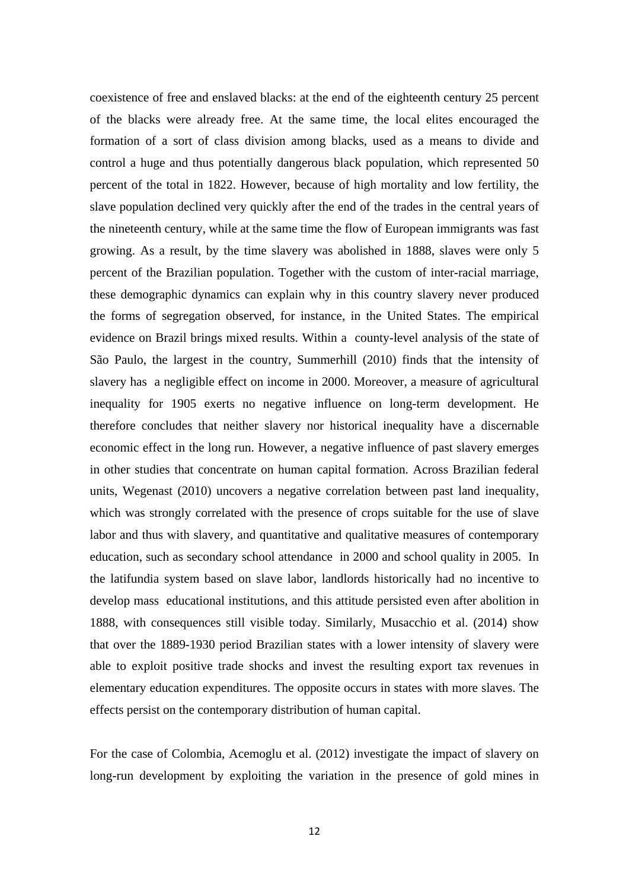coexistence of free and enslaved blacks: at the end of the eighteenth century 25 percent of the blacks were already free. At the same time, the local elites encouraged the formation of a sort of class division among blacks, used as a means to divide and control a huge and thus potentially dangerous black population, which represented 50 percent of the total in 1822. However, because of high mortality and low fertility, the slave population declined very quickly after the end of the trades in the central years of the nineteenth century, while at the same time the flow of European immigrants was fast growing. As a result, by the time slavery was abolished in 1888, slaves were only 5 percent of the Brazilian population. Together with the custom of inter-racial marriage, these demographic dynamics can explain why in this country slavery never produced the forms of segregation observed, for instance, in the United States. The empirical evidence on Brazil brings mixed results. Within a county-level analysis of the state of São Paulo, the largest in the country, Summerhill (2010) finds that the intensity of slavery has a negligible effect on income in 2000. Moreover, a measure of agricultural inequality for 1905 exerts no negative influence on long-term development. He therefore concludes that neither slavery nor historical inequality have a discernable economic effect in the long run. However, a negative influence of past slavery emerges in other studies that concentrate on human capital formation. Across Brazilian federal units, Wegenast (2010) uncovers a negative correlation between past land inequality, which was strongly correlated with the presence of crops suitable for the use of slave labor and thus with slavery, and quantitative and qualitative measures of contemporary education, such as secondary school attendance in 2000 and school quality in 2005. In the latifundia system based on slave labor, landlords historically had no incentive to develop mass educational institutions, and this attitude persisted even after abolition in 1888, with consequences still visible today. Similarly, Musacchio et al. (2014) show that over the 1889-1930 period Brazilian states with a lower intensity of slavery were able to exploit positive trade shocks and invest the resulting export tax revenues in elementary education expenditures. The opposite occurs in states with more slaves. The effects persist on the contemporary distribution of human capital.

For the case of Colombia, Acemoglu et al. (2012) investigate the impact of slavery on long-run development by exploiting the variation in the presence of gold mines in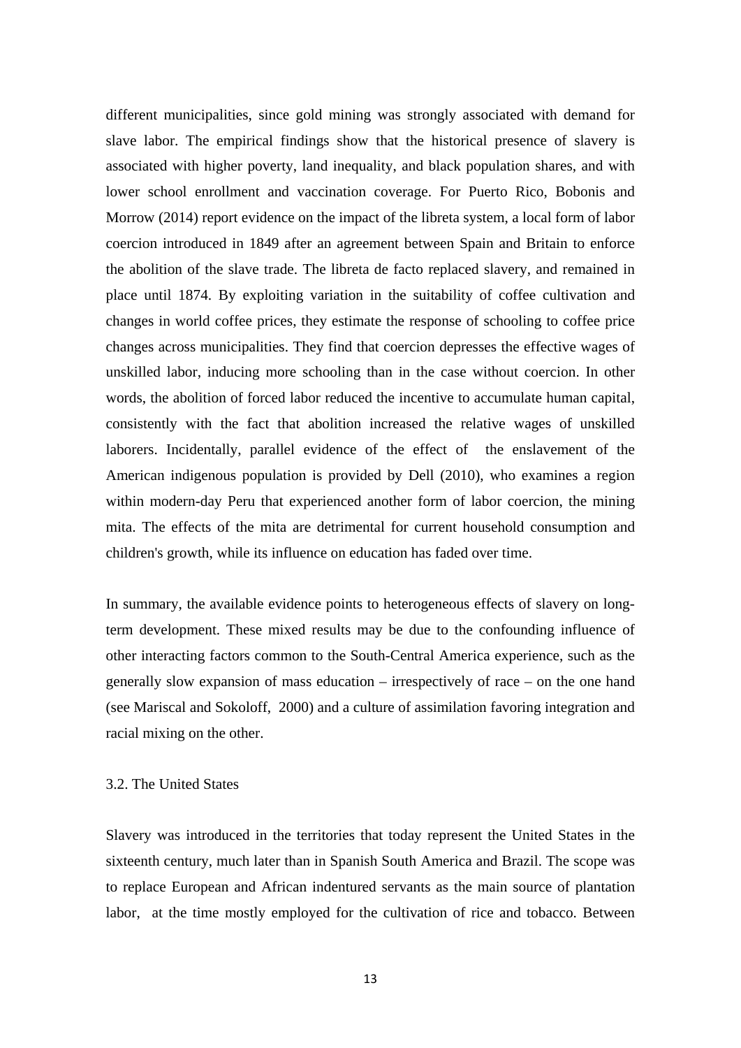different municipalities, since gold mining was strongly associated with demand for slave labor. The empirical findings show that the historical presence of slavery is associated with higher poverty, land inequality, and black population shares, and with lower school enrollment and vaccination coverage. For Puerto Rico, Bobonis and Morrow (2014) report evidence on the impact of the libreta system, a local form of labor coercion introduced in 1849 after an agreement between Spain and Britain to enforce the abolition of the slave trade. The libreta de facto replaced slavery, and remained in place until 1874. By exploiting variation in the suitability of coffee cultivation and changes in world coffee prices, they estimate the response of schooling to coffee price changes across municipalities. They find that coercion depresses the effective wages of unskilled labor, inducing more schooling than in the case without coercion. In other words, the abolition of forced labor reduced the incentive to accumulate human capital, consistently with the fact that abolition increased the relative wages of unskilled laborers. Incidentally, parallel evidence of the effect of the enslavement of the American indigenous population is provided by Dell (2010), who examines a region within modern-day Peru that experienced another form of labor coercion, the mining mita. The effects of the mita are detrimental for current household consumption and children's growth, while its influence on education has faded over time.

In summary, the available evidence points to heterogeneous effects of slavery on long-term development. These mixed results may be due to the confounding influence of other interacting factors common to the South-Central America experience, such as the generally slow expansion of mass education – irrespectively of race – on the one hand (see Mariscal and Sokoloff, 2000) and a culture of assimilation favoring integration and racial mixing on the other.

### 3.2. The United States

Slavery was introduced in the territories that today represent the United States in the sixteenth century, much later than in Spanish South America and Brazil. The scope was to replace European and African indentured servants as the main source of plantation labor, at the time mostly employed for the cultivation of rice and tobacco. Between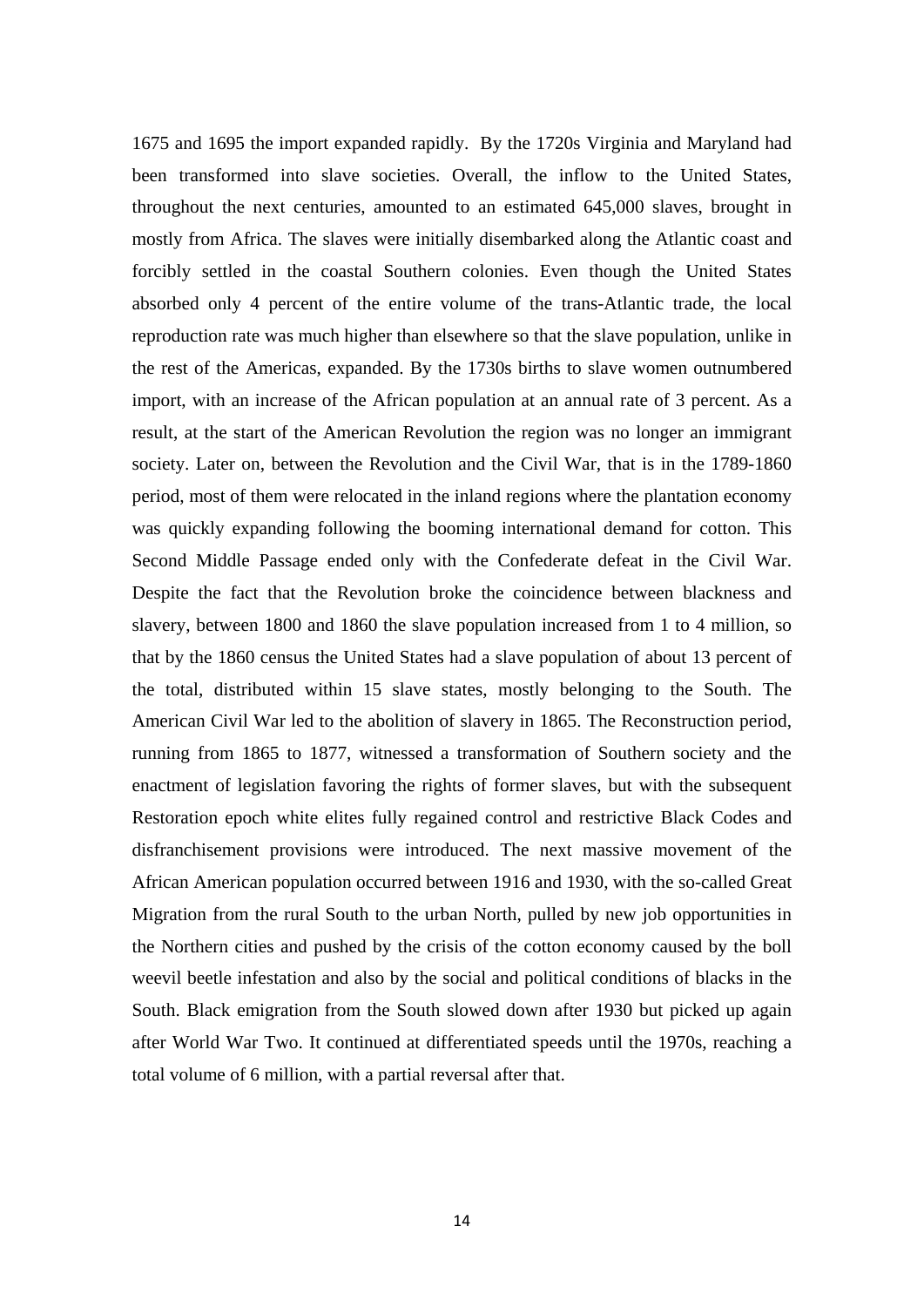1675 and 1695 the import expanded rapidly. By the 1720s Virginia and Maryland had been transformed into slave societies. Overall, the inflow to the United States, throughout the next centuries, amounted to an estimated 645,000 slaves, brought in mostly from Africa. The slaves were initially disembarked along the Atlantic coast and forcibly settled in the coastal Southern colonies. Even though the United States absorbed only 4 percent of the entire volume of the trans-Atlantic trade, the local reproduction rate was much higher than elsewhere so that the slave population, unlike in the rest of the Americas, expanded. By the 1730s births to slave women outnumbered import, with an increase of the African population at an annual rate of 3 percent. As a result, at the start of the American Revolution the region was no longer an immigrant society. Later on, between the Revolution and the Civil War, that is in the 1789-1860 period, most of them were relocated in the inland regions where the plantation economy was quickly expanding following the booming international demand for cotton. This Second Middle Passage ended only with the Confederate defeat in the Civil War. Despite the fact that the Revolution broke the coincidence between blackness and slavery, between 1800 and 1860 the slave population increased from 1 to 4 million, so that by the 1860 census the United States had a slave population of about 13 percent of the total, distributed within 15 slave states, mostly belonging to the South. The American Civil War led to the abolition of slavery in 1865. The Reconstruction period, running from 1865 to 1877, witnessed a transformation of Southern society and the enactment of legislation favoring the rights of former slaves, but with the subsequent Restoration epoch white elites fully regained control and restrictive Black Codes and disfranchisement provisions were introduced. The next massive movement of the African American population occurred between 1916 and 1930, with the so-called Great Migration from the rural South to the urban North, pulled by new job opportunities in the Northern cities and pushed by the crisis of the cotton economy caused by the boll weevil beetle infestation and also by the social and political conditions of blacks in the South. Black emigration from the South slowed down after 1930 but picked up again after World War Two. It continued at differentiated speeds until the 1970s, reaching a total volume of 6 million, with a partial reversal after that.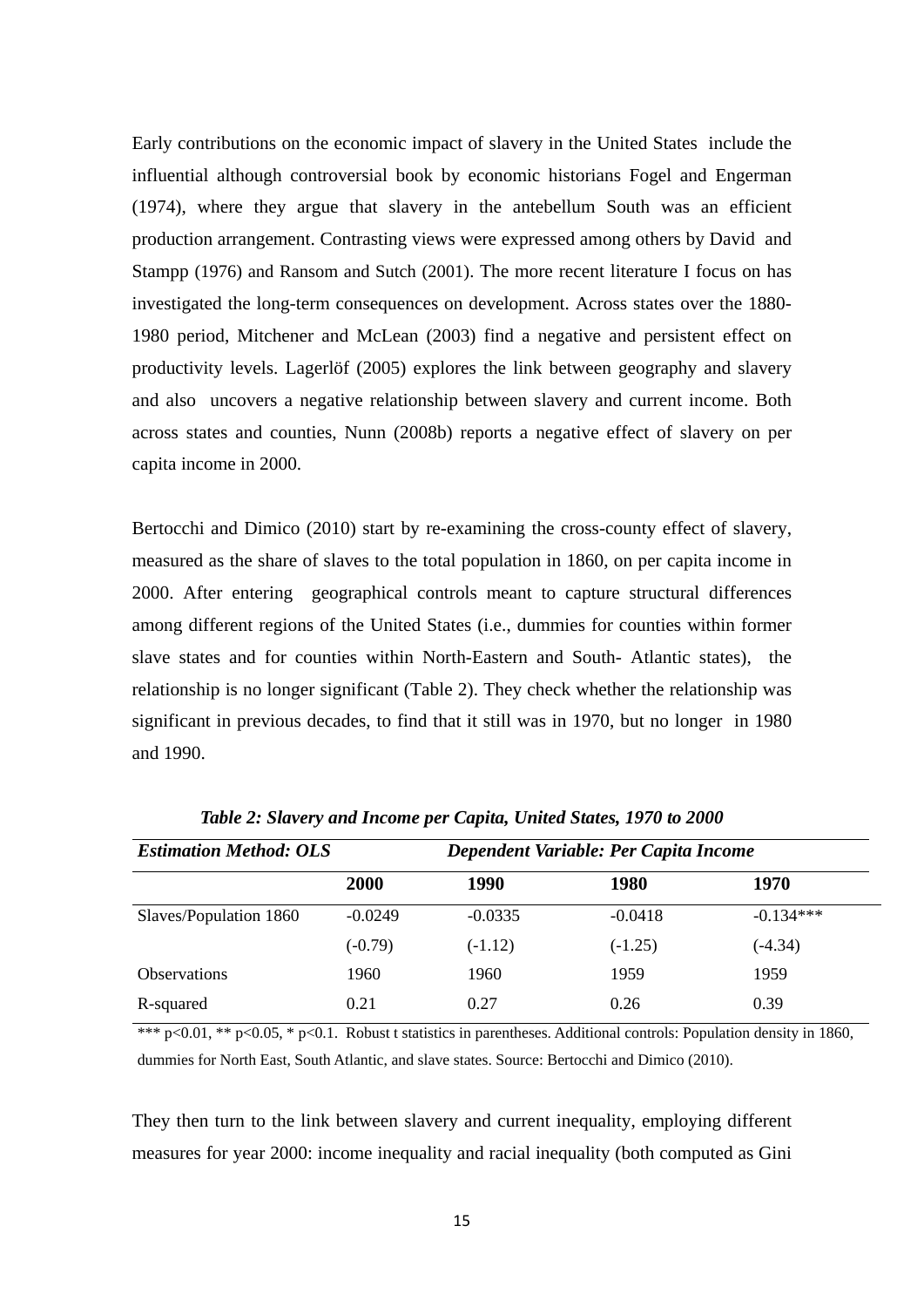Early contributions on the economic impact of slavery in the United States include the influential although controversial book by economic historians Fogel and Engerman (1974), where they argue that slavery in the antebellum South was an efficient production arrangement. Contrasting views were expressed among others by David and Stampp (1976) and Ransom and Sutch (2001). The more recent literature I focus on has investigated the long-term consequences on development. Across states over the 1880-1980 period, Mitchener and McLean (2003) find a negative and persistent effect on productivity levels. Lagerlöf (2005) explores the link between geography and slavery and also uncovers a negative relationship between slavery and current income. Both across states and counties, Nunn (2008b) reports a negative effect of slavery on per capita income in 2000.

Bertocchi and Dimico (2010) start by re-examining the cross-county effect of slavery, measured as the share of slaves to the total population in 1860, on per capita income in 2000. After entering geographical controls meant to capture structural differences among different regions of the United States (i.e., dummies for counties within former slave states and for counties within North-Eastern and South- Atlantic states), the relationship is no longer significant (Table 2). They check whether the relationship was significant in previous decades, to find that it still was in 1970, but no longer in 1980 and 1990.

***Table 2: Slavery and Income per Capita, United States, 1970 to 2000***

| *Estimation Method: OLS* | *Dependent Variable: Per Capita Income* | | | |
|---|---|---|---|---|
| | **2000** | **1990** | **1980** | **1970** |
| Slaves/Population 1860 | -0.0249 | -0.0335 | -0.0418 | -0.134*** |
| | (-0.79) | (-1.12) | (-1.25) | (-4.34) |
| Observations | 1960 | 1960 | 1959 | 1959 |
| R-squared | 0.21 | 0.27 | 0.26 | 0.39 |

*** p<0.01, ** p<0.05, * p<0.1. Robust t statistics in parentheses. Additional controls: Population density in 1860, dummies for North East, South Atlantic, and slave states. Source: Bertocchi and Dimico (2010).

They then turn to the link between slavery and current inequality, employing different measures for year 2000: income inequality and racial inequality (both computed as Gini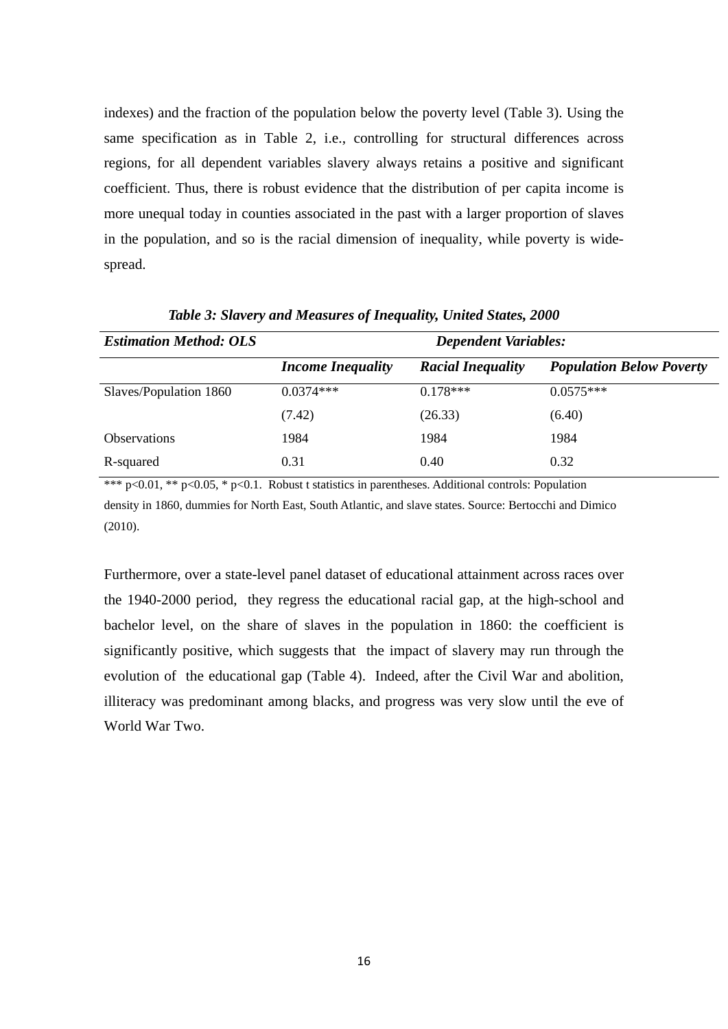indexes) and the fraction of the population below the poverty level (Table 3). Using the same specification as in Table 2, i.e., controlling for structural differences across regions, for all dependent variables slavery always retains a positive and significant coefficient. Thus, there is robust evidence that the distribution of per capita income is more unequal today in counties associated in the past with a larger proportion of slaves in the population, and so is the racial dimension of inequality, while poverty is widespread.

***Table 3: Slavery and Measures of Inequality, United States, 2000***

| *Estimation Method: OLS* | *Dependent Variables:* | | |
|---|---|---|---|
| | *Income Inequality* | *Racial Inequality* | *Population Below Poverty* |
| Slaves/Population 1860 | 0.0374*** | 0.178*** | 0.0575*** |
| | (7.42) | (26.33) | (6.40) |
| Observations | 1984 | 1984 | 1984 |
| R-squared | 0.31 | 0.40 | 0.32 |

*** p<0.01, ** p<0.05, * p<0.1. Robust t statistics in parentheses. Additional controls: Population density in 1860, dummies for North East, South Atlantic, and slave states. Source: Bertocchi and Dimico (2010).

Furthermore, over a state-level panel dataset of educational attainment across races over the 1940-2000 period, they regress the educational racial gap, at the high-school and bachelor level, on the share of slaves in the population in 1860: the coefficient is significantly positive, which suggests that the impact of slavery may run through the evolution of the educational gap (Table 4). Indeed, after the Civil War and abolition, illiteracy was predominant among blacks, and progress was very slow until the eve of World War Two.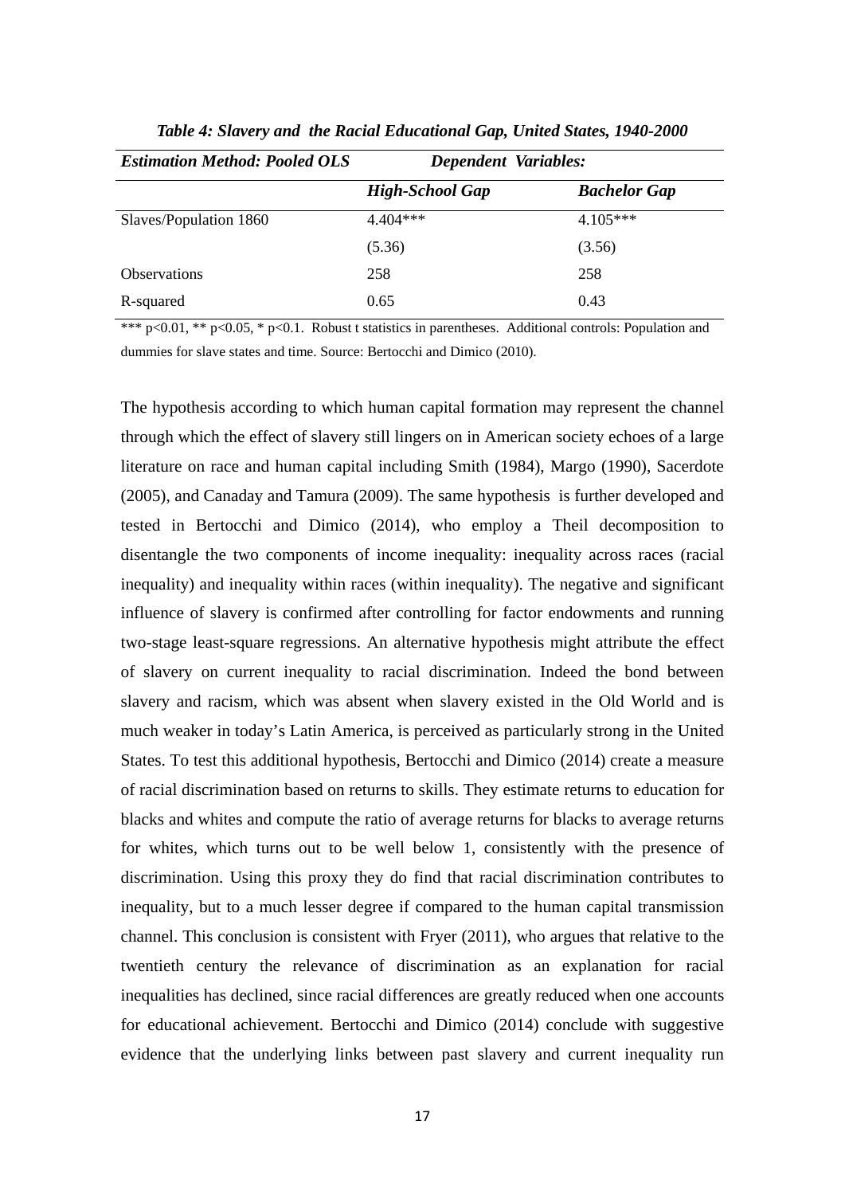*Table 4: Slavery and the Racial Educational Gap, United States, 1940-2000*

| *Estimation Method: Pooled OLS* | *Dependent Variables:* | |
|---|---|---|
| | *High-School Gap* | *Bachelor Gap* |
| Slaves/Population 1860 | 4.404*** | 4.105*** |
| | (5.36) | (3.56) |
| Observations | 258 | 258 |
| R-squared | 0.65 | 0.43 |

*** p<0.01, ** p<0.05, * p<0.1. Robust t statistics in parentheses. Additional controls: Population and dummies for slave states and time. Source: Bertocchi and Dimico (2010).

The hypothesis according to which human capital formation may represent the channel through which the effect of slavery still lingers on in American society echoes of a large literature on race and human capital including Smith (1984), Margo (1990), Sacerdote (2005), and Canaday and Tamura (2009). The same hypothesis is further developed and tested in Bertocchi and Dimico (2014), who employ a Theil decomposition to disentangle the two components of income inequality: inequality across races (racial inequality) and inequality within races (within inequality). The negative and significant influence of slavery is confirmed after controlling for factor endowments and running two-stage least-square regressions. An alternative hypothesis might attribute the effect of slavery on current inequality to racial discrimination. Indeed the bond between slavery and racism, which was absent when slavery existed in the Old World and is much weaker in today's Latin America, is perceived as particularly strong in the United States. To test this additional hypothesis, Bertocchi and Dimico (2014) create a measure of racial discrimination based on returns to skills. They estimate returns to education for blacks and whites and compute the ratio of average returns for blacks to average returns for whites, which turns out to be well below 1, consistently with the presence of discrimination. Using this proxy they do find that racial discrimination contributes to inequality, but to a much lesser degree if compared to the human capital transmission channel. This conclusion is consistent with Fryer (2011), who argues that relative to the twentieth century the relevance of discrimination as an explanation for racial inequalities has declined, since racial differences are greatly reduced when one accounts for educational achievement. Bertocchi and Dimico (2014) conclude with suggestive evidence that the underlying links between past slavery and current inequality run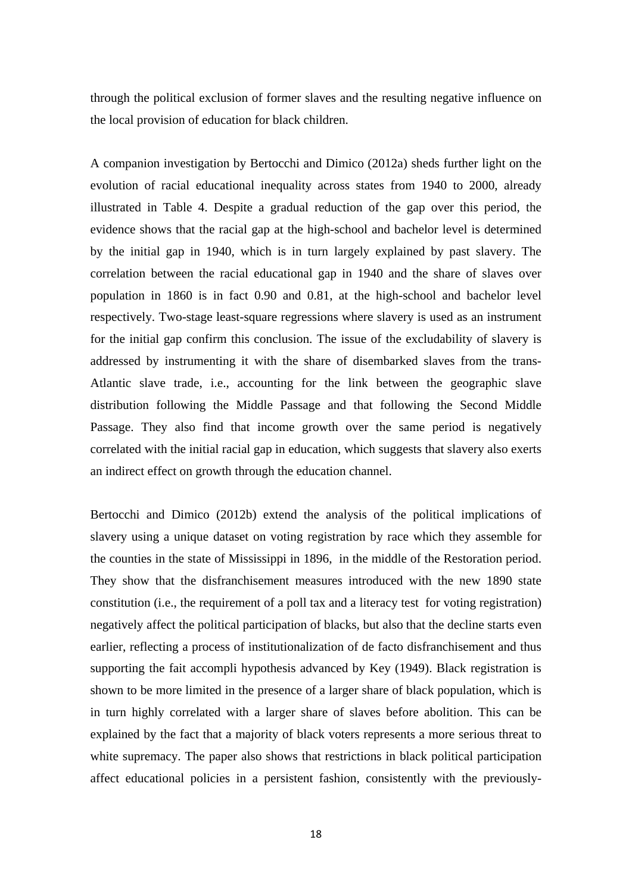through the political exclusion of former slaves and the resulting negative influence on the local provision of education for black children.

A companion investigation by Bertocchi and Dimico (2012a) sheds further light on the evolution of racial educational inequality across states from 1940 to 2000, already illustrated in Table 4. Despite a gradual reduction of the gap over this period, the evidence shows that the racial gap at the high-school and bachelor level is determined by the initial gap in 1940, which is in turn largely explained by past slavery. The correlation between the racial educational gap in 1940 and the share of slaves over population in 1860 is in fact 0.90 and 0.81, at the high-school and bachelor level respectively. Two-stage least-square regressions where slavery is used as an instrument for the initial gap confirm this conclusion. The issue of the excludability of slavery is addressed by instrumenting it with the share of disembarked slaves from the trans-Atlantic slave trade, i.e., accounting for the link between the geographic slave distribution following the Middle Passage and that following the Second Middle Passage. They also find that income growth over the same period is negatively correlated with the initial racial gap in education, which suggests that slavery also exerts an indirect effect on growth through the education channel.

Bertocchi and Dimico (2012b) extend the analysis of the political implications of slavery using a unique dataset on voting registration by race which they assemble for the counties in the state of Mississippi in 1896, in the middle of the Restoration period. They show that the disfranchisement measures introduced with the new 1890 state constitution (i.e., the requirement of a poll tax and a literacy test for voting registration) negatively affect the political participation of blacks, but also that the decline starts even earlier, reflecting a process of institutionalization of de facto disfranchisement and thus supporting the fait accompli hypothesis advanced by Key (1949). Black registration is shown to be more limited in the presence of a larger share of black population, which is in turn highly correlated with a larger share of slaves before abolition. This can be explained by the fact that a majority of black voters represents a more serious threat to white supremacy. The paper also shows that restrictions in black political participation affect educational policies in a persistent fashion, consistently with the previously-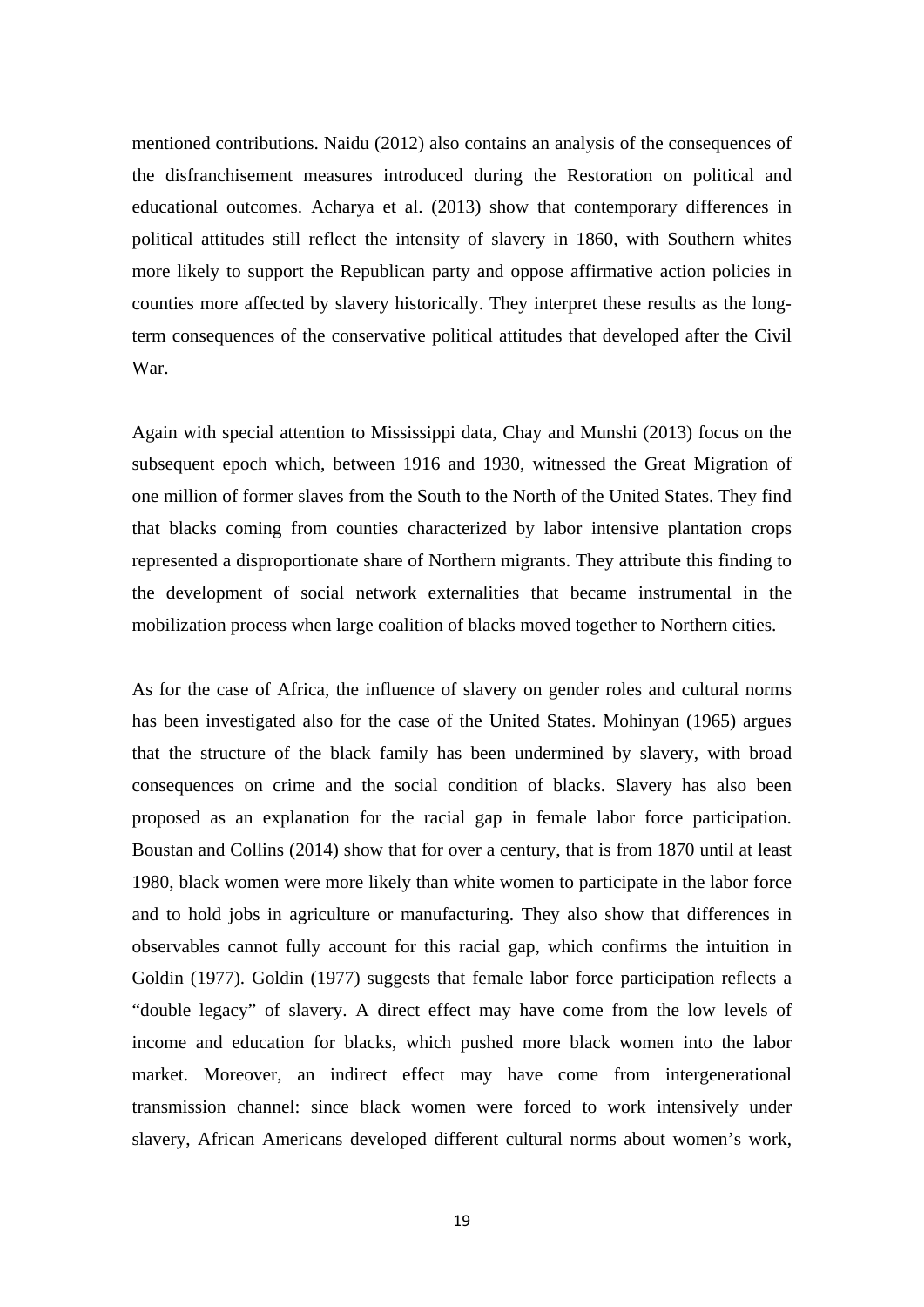mentioned contributions. Naidu (2012) also contains an analysis of the consequences of the disfranchisement measures introduced during the Restoration on political and educational outcomes. Acharya et al. (2013) show that contemporary differences in political attitudes still reflect the intensity of slavery in 1860, with Southern whites more likely to support the Republican party and oppose affirmative action policies in counties more affected by slavery historically. They interpret these results as the long-term consequences of the conservative political attitudes that developed after the Civil War.

Again with special attention to Mississippi data, Chay and Munshi (2013) focus on the subsequent epoch which, between 1916 and 1930, witnessed the Great Migration of one million of former slaves from the South to the North of the United States. They find that blacks coming from counties characterized by labor intensive plantation crops represented a disproportionate share of Northern migrants. They attribute this finding to the development of social network externalities that became instrumental in the mobilization process when large coalition of blacks moved together to Northern cities.

As for the case of Africa, the influence of slavery on gender roles and cultural norms has been investigated also for the case of the United States. Mohinyan (1965) argues that the structure of the black family has been undermined by slavery, with broad consequences on crime and the social condition of blacks. Slavery has also been proposed as an explanation for the racial gap in female labor force participation. Boustan and Collins (2014) show that for over a century, that is from 1870 until at least 1980, black women were more likely than white women to participate in the labor force and to hold jobs in agriculture or manufacturing. They also show that differences in observables cannot fully account for this racial gap, which confirms the intuition in Goldin (1977). Goldin (1977) suggests that female labor force participation reflects a "double legacy" of slavery. A direct effect may have come from the low levels of income and education for blacks, which pushed more black women into the labor market. Moreover, an indirect effect may have come from intergenerational transmission channel: since black women were forced to work intensively under slavery, African Americans developed different cultural norms about women's work,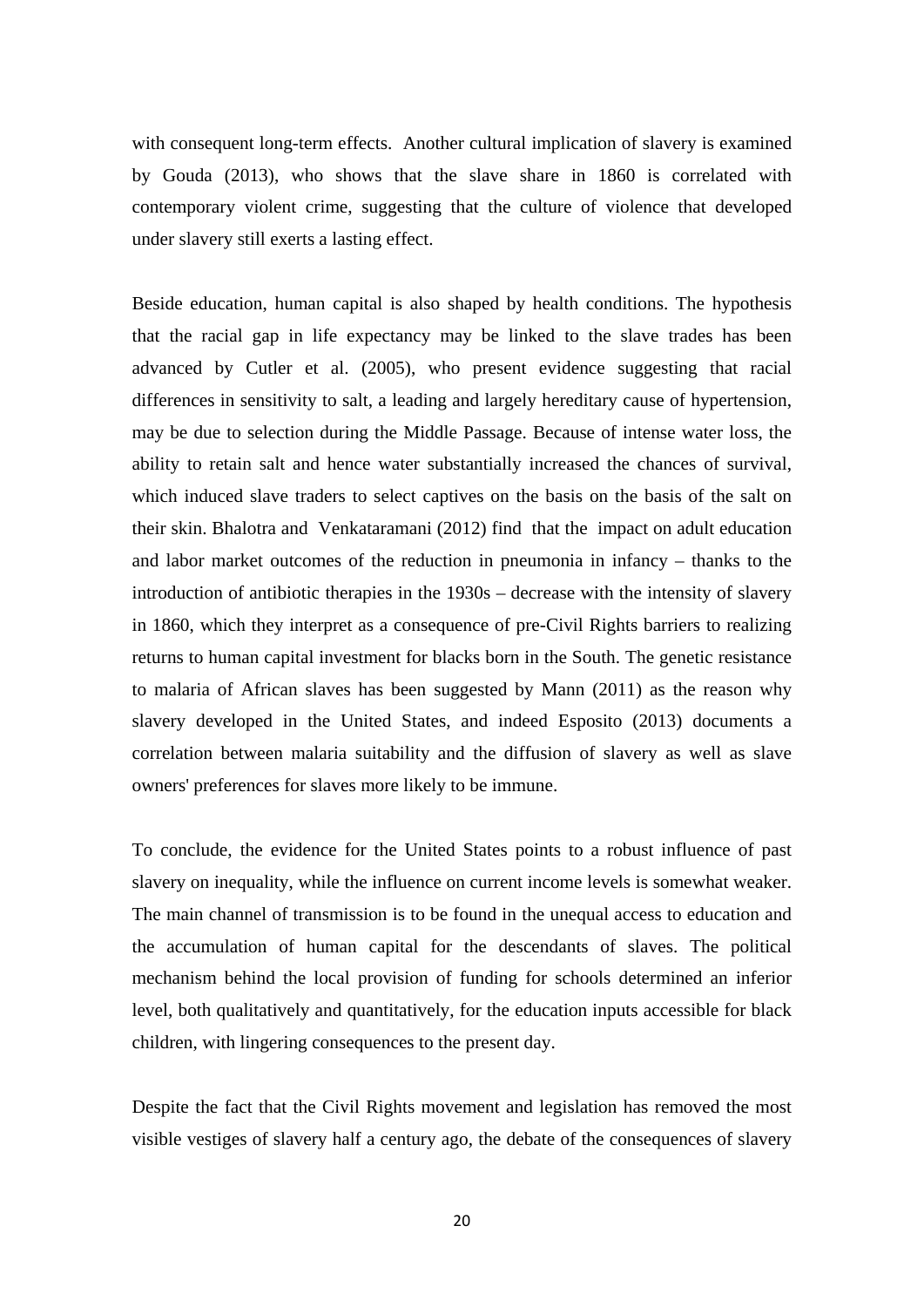with consequent long-term effects. Another cultural implication of slavery is examined by Gouda (2013), who shows that the slave share in 1860 is correlated with contemporary violent crime, suggesting that the culture of violence that developed under slavery still exerts a lasting effect.

Beside education, human capital is also shaped by health conditions. The hypothesis that the racial gap in life expectancy may be linked to the slave trades has been advanced by Cutler et al. (2005), who present evidence suggesting that racial differences in sensitivity to salt, a leading and largely hereditary cause of hypertension, may be due to selection during the Middle Passage. Because of intense water loss, the ability to retain salt and hence water substantially increased the chances of survival, which induced slave traders to select captives on the basis on the basis of the salt on their skin. Bhalotra and Venkataramani (2012) find that the impact on adult education and labor market outcomes of the reduction in pneumonia in infancy – thanks to the introduction of antibiotic therapies in the 1930s – decrease with the intensity of slavery in 1860, which they interpret as a consequence of pre-Civil Rights barriers to realizing returns to human capital investment for blacks born in the South. The genetic resistance to malaria of African slaves has been suggested by Mann (2011) as the reason why slavery developed in the United States, and indeed Esposito (2013) documents a correlation between malaria suitability and the diffusion of slavery as well as slave owners' preferences for slaves more likely to be immune.

To conclude, the evidence for the United States points to a robust influence of past slavery on inequality, while the influence on current income levels is somewhat weaker. The main channel of transmission is to be found in the unequal access to education and the accumulation of human capital for the descendants of slaves. The political mechanism behind the local provision of funding for schools determined an inferior level, both qualitatively and quantitatively, for the education inputs accessible for black children, with lingering consequences to the present day.

Despite the fact that the Civil Rights movement and legislation has removed the most visible vestiges of slavery half a century ago, the debate of the consequences of slavery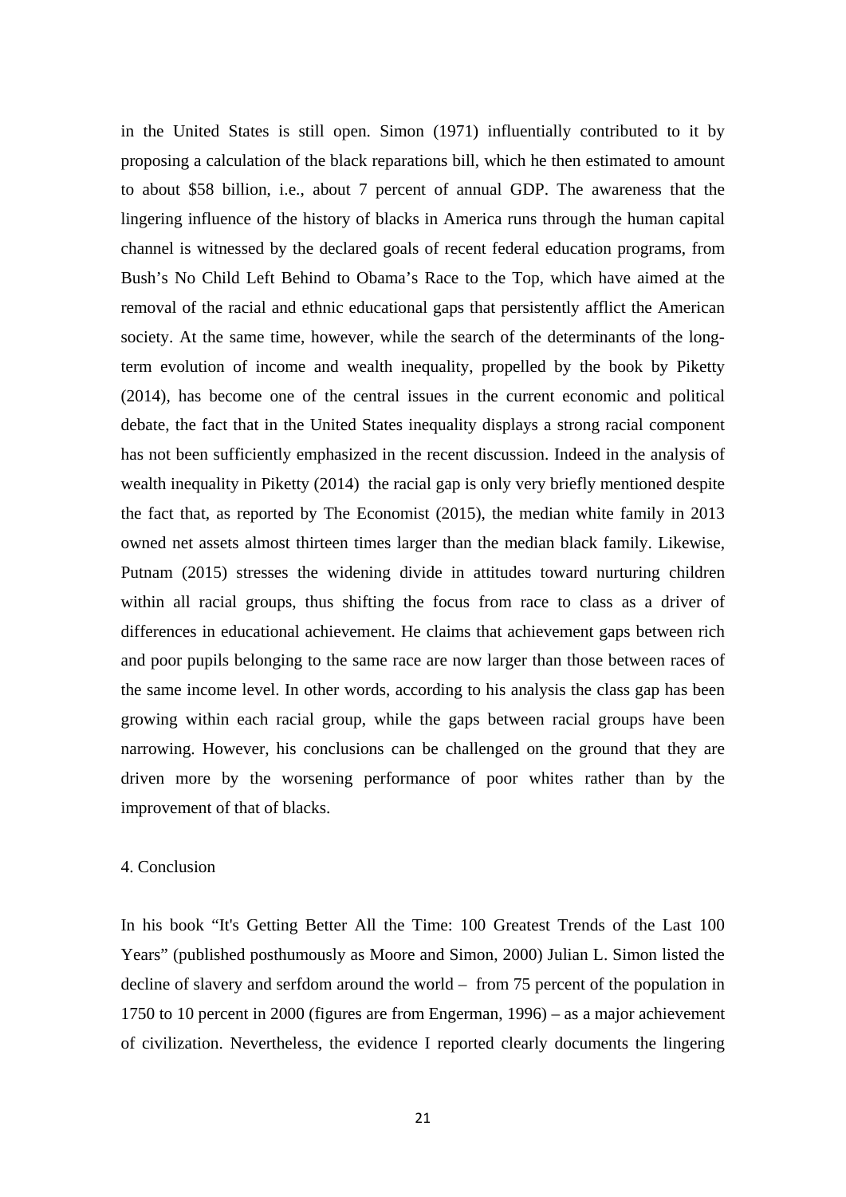in the United States is still open. Simon (1971) influentially contributed to it by proposing a calculation of the black reparations bill, which he then estimated to amount to about $58 billion, i.e., about 7 percent of annual GDP. The awareness that the lingering influence of the history of blacks in America runs through the human capital channel is witnessed by the declared goals of recent federal education programs, from Bush's No Child Left Behind to Obama's Race to the Top, which have aimed at the removal of the racial and ethnic educational gaps that persistently afflict the American society. At the same time, however, while the search of the determinants of the long-term evolution of income and wealth inequality, propelled by the book by Piketty (2014), has become one of the central issues in the current economic and political debate, the fact that in the United States inequality displays a strong racial component has not been sufficiently emphasized in the recent discussion. Indeed in the analysis of wealth inequality in Piketty (2014) the racial gap is only very briefly mentioned despite the fact that, as reported by The Economist (2015), the median white family in 2013 owned net assets almost thirteen times larger than the median black family. Likewise, Putnam (2015) stresses the widening divide in attitudes toward nurturing children within all racial groups, thus shifting the focus from race to class as a driver of differences in educational achievement. He claims that achievement gaps between rich and poor pupils belonging to the same race are now larger than those between races of the same income level. In other words, according to his analysis the class gap has been growing within each racial group, while the gaps between racial groups have been narrowing. However, his conclusions can be challenged on the ground that they are driven more by the worsening performance of poor whites rather than by the improvement of that of blacks.

## 4. Conclusion

In his book "It's Getting Better All the Time: 100 Greatest Trends of the Last 100 Years" (published posthumously as Moore and Simon, 2000) Julian L. Simon listed the decline of slavery and serfdom around the world – from 75 percent of the population in 1750 to 10 percent in 2000 (figures are from Engerman, 1996) – as a major achievement of civilization. Nevertheless, the evidence I reported clearly documents the lingering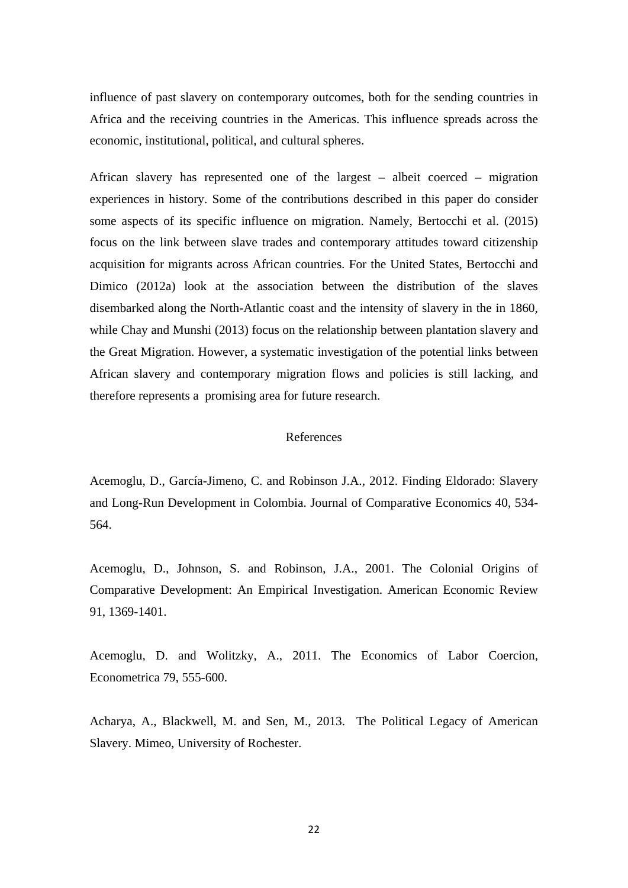influence of past slavery on contemporary outcomes, both for the sending countries in Africa and the receiving countries in the Americas. This influence spreads across the economic, institutional, political, and cultural spheres.

African slavery has represented one of the largest – albeit coerced – migration experiences in history. Some of the contributions described in this paper do consider some aspects of its specific influence on migration. Namely, Bertocchi et al. (2015) focus on the link between slave trades and contemporary attitudes toward citizenship acquisition for migrants across African countries. For the United States, Bertocchi and Dimico (2012a) look at the association between the distribution of the slaves disembarked along the North-Atlantic coast and the intensity of slavery in the in 1860, while Chay and Munshi (2013) focus on the relationship between plantation slavery and the Great Migration. However, a systematic investigation of the potential links between African slavery and contemporary migration flows and policies is still lacking, and therefore represents a promising area for future research.

## References

Acemoglu, D., García-Jimeno, C. and Robinson J.A., 2012. Finding Eldorado: Slavery and Long-Run Development in Colombia. Journal of Comparative Economics 40, 534-564.

Acemoglu, D., Johnson, S. and Robinson, J.A., 2001. The Colonial Origins of Comparative Development: An Empirical Investigation. American Economic Review 91, 1369-1401.

Acemoglu, D. and Wolitzky, A., 2011. The Economics of Labor Coercion, Econometrica 79, 555-600.

Acharya, A., Blackwell, M. and Sen, M., 2013. The Political Legacy of American Slavery. Mimeo, University of Rochester.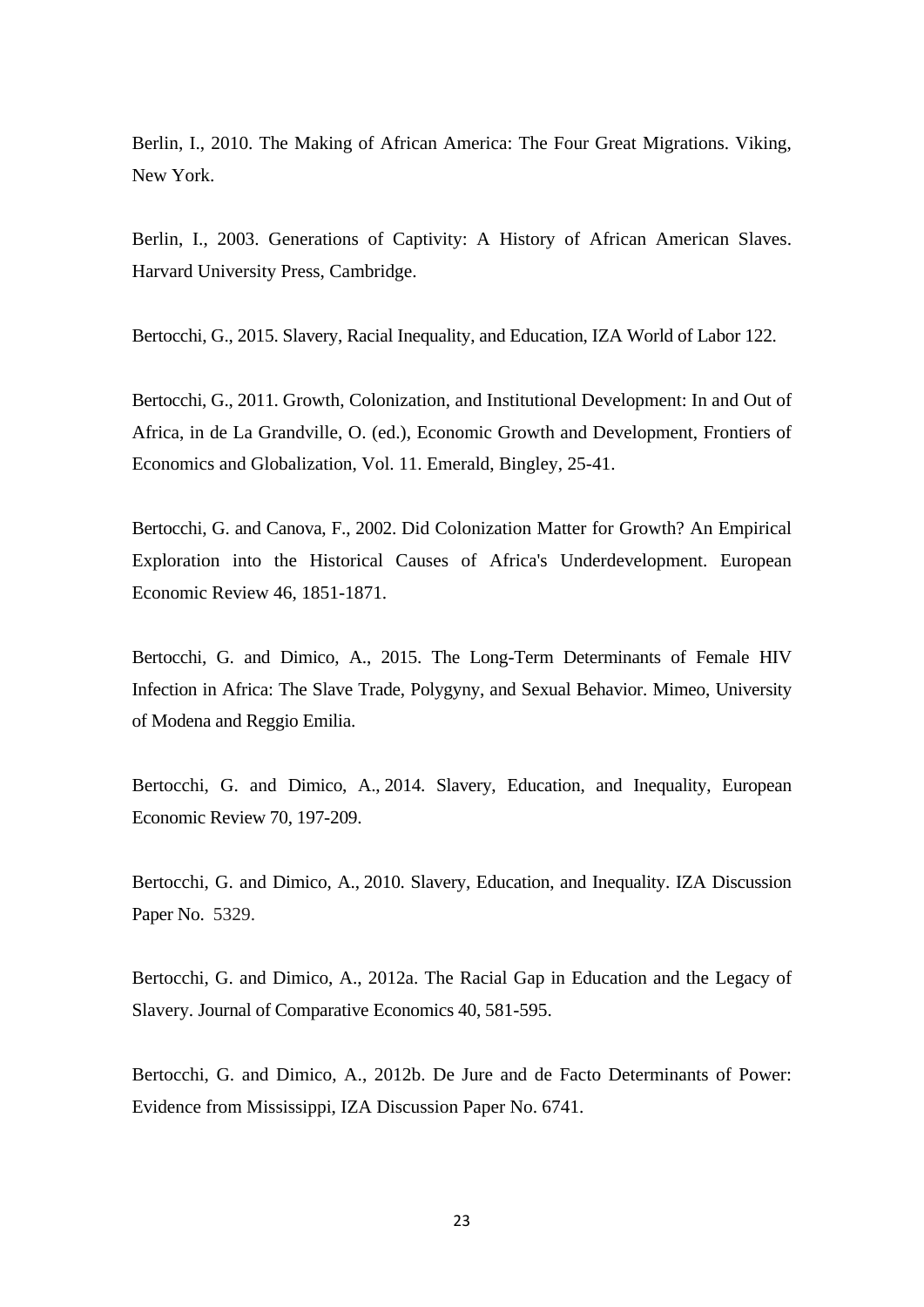Berlin, I., 2010. The Making of African America: The Four Great Migrations. Viking, New York.

Berlin, I., 2003. Generations of Captivity: A History of African American Slaves. Harvard University Press, Cambridge.

Bertocchi, G., 2015. Slavery, Racial Inequality, and Education, IZA World of Labor 122.

Bertocchi, G., 2011. Growth, Colonization, and Institutional Development: In and Out of Africa, in de La Grandville, O. (ed.), Economic Growth and Development, Frontiers of Economics and Globalization, Vol. 11. Emerald, Bingley, 25-41.

Bertocchi, G. and Canova, F., 2002. Did Colonization Matter for Growth? An Empirical Exploration into the Historical Causes of Africa's Underdevelopment. European Economic Review 46, 1851-1871.

Bertocchi, G. and Dimico, A., 2015. The Long-Term Determinants of Female HIV Infection in Africa: The Slave Trade, Polygyny, and Sexual Behavior. Mimeo, University of Modena and Reggio Emilia.

Bertocchi, G. and Dimico, A., 2014. Slavery, Education, and Inequality, European Economic Review 70, 197-209.

Bertocchi, G. and Dimico, A., 2010. Slavery, Education, and Inequality. IZA Discussion Paper No. 5329.

Bertocchi, G. and Dimico, A., 2012a. The Racial Gap in Education and the Legacy of Slavery. Journal of Comparative Economics 40, 581-595.

Bertocchi, G. and Dimico, A., 2012b. De Jure and de Facto Determinants of Power: Evidence from Mississippi, IZA Discussion Paper No. 6741.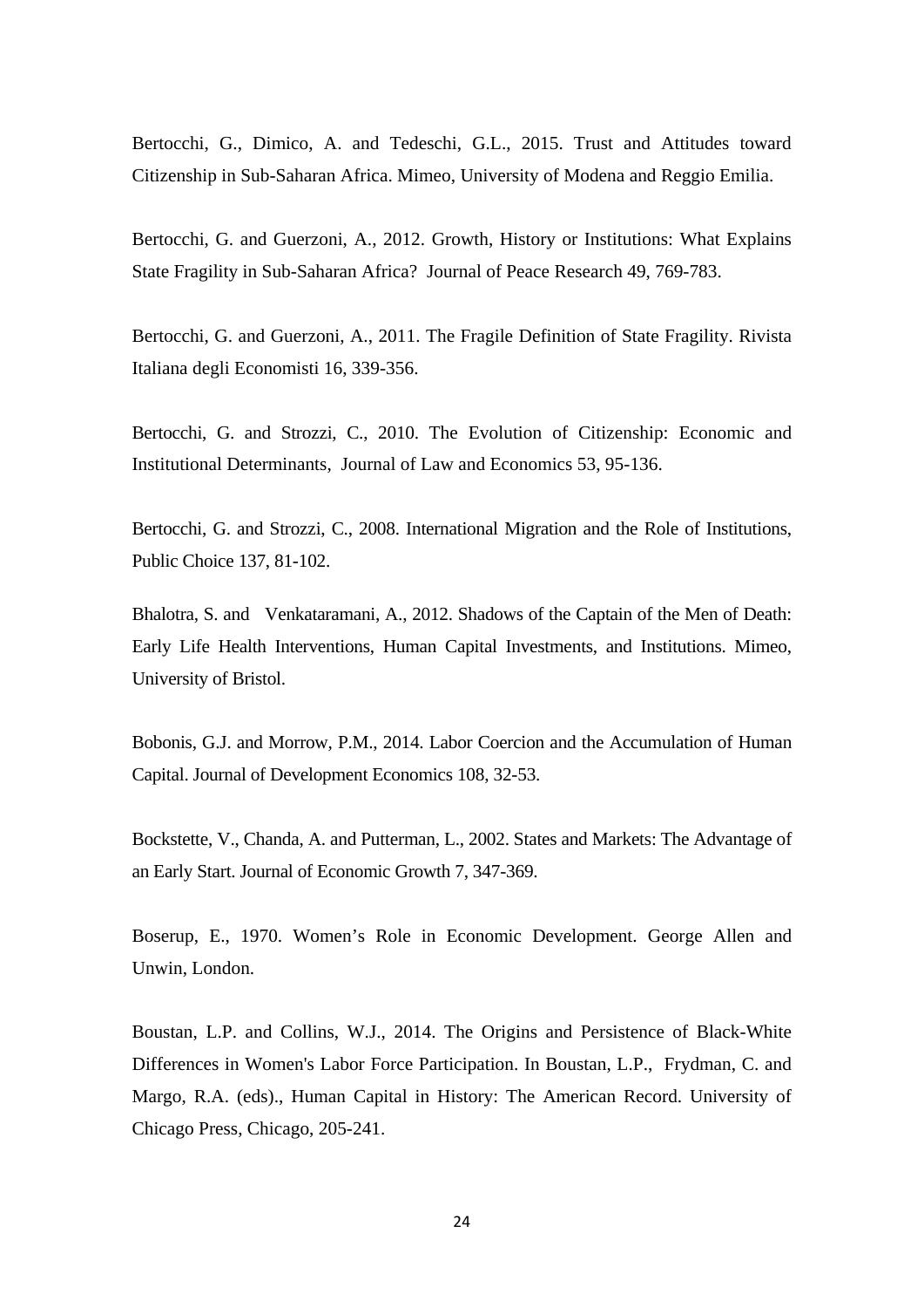Bertocchi, G., Dimico, A. and Tedeschi, G.L., 2015. Trust and Attitudes toward Citizenship in Sub-Saharan Africa. Mimeo, University of Modena and Reggio Emilia.

Bertocchi, G. and Guerzoni, A., 2012. Growth, History or Institutions: What Explains State Fragility in Sub-Saharan Africa? Journal of Peace Research 49, 769-783.

Bertocchi, G. and Guerzoni, A., 2011. The Fragile Definition of State Fragility. Rivista Italiana degli Economisti 16, 339-356.

Bertocchi, G. and Strozzi, C., 2010. The Evolution of Citizenship: Economic and Institutional Determinants, Journal of Law and Economics 53, 95-136.

Bertocchi, G. and Strozzi, C., 2008. International Migration and the Role of Institutions, Public Choice 137, 81-102.

Bhalotra, S. and Venkataramani, A., 2012. Shadows of the Captain of the Men of Death: Early Life Health Interventions, Human Capital Investments, and Institutions. Mimeo, University of Bristol.

Bobonis, G.J. and Morrow, P.M., 2014. Labor Coercion and the Accumulation of Human Capital. Journal of Development Economics 108, 32-53.

Bockstette, V., Chanda, A. and Putterman, L., 2002. States and Markets: The Advantage of an Early Start. Journal of Economic Growth 7, 347-369.

Boserup, E., 1970. Women's Role in Economic Development. George Allen and Unwin, London.

Boustan, L.P. and Collins, W.J., 2014. The Origins and Persistence of Black-White Differences in Women's Labor Force Participation. In Boustan, L.P., Frydman, C. and Margo, R.A. (eds)., Human Capital in History: The American Record. University of Chicago Press, Chicago, 205-241.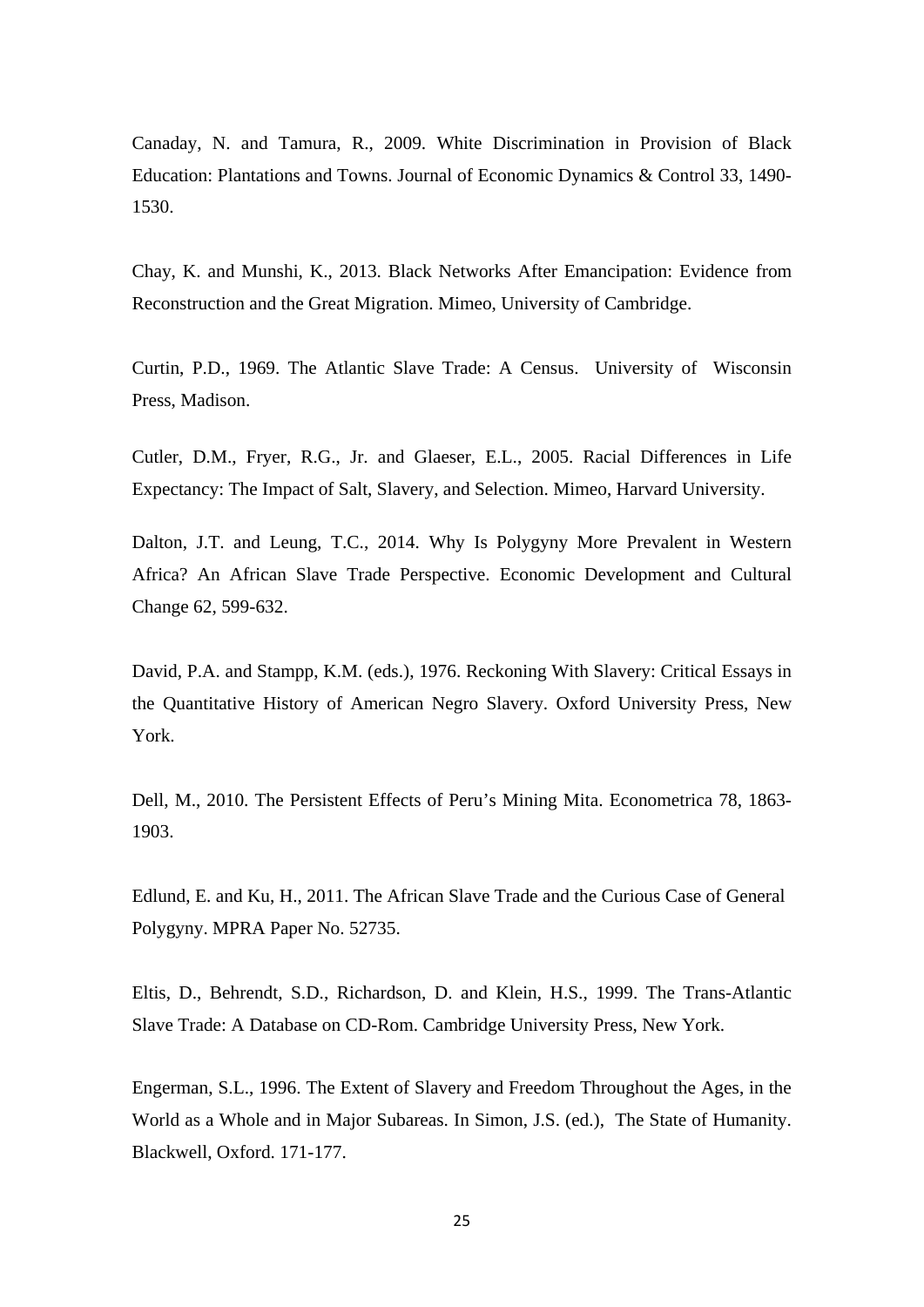Canaday, N. and Tamura, R., 2009. White Discrimination in Provision of Black Education: Plantations and Towns. Journal of Economic Dynamics & Control 33, 1490-1530.

Chay, K. and Munshi, K., 2013. Black Networks After Emancipation: Evidence from Reconstruction and the Great Migration. Mimeo, University of Cambridge.

Curtin, P.D., 1969. The Atlantic Slave Trade: A Census. University of Wisconsin Press, Madison.

Cutler, D.M., Fryer, R.G., Jr. and Glaeser, E.L., 2005. Racial Differences in Life Expectancy: The Impact of Salt, Slavery, and Selection. Mimeo, Harvard University.

Dalton, J.T. and Leung, T.C., 2014. Why Is Polygyny More Prevalent in Western Africa? An African Slave Trade Perspective. Economic Development and Cultural Change 62, 599-632.

David, P.A. and Stampp, K.M. (eds.), 1976. Reckoning With Slavery: Critical Essays in the Quantitative History of American Negro Slavery. Oxford University Press, New York.

Dell, M., 2010. The Persistent Effects of Peru's Mining Mita. Econometrica 78, 1863-1903.

Edlund, E. and Ku, H., 2011. The African Slave Trade and the Curious Case of General Polygyny. MPRA Paper No. 52735.

Eltis, D., Behrendt, S.D., Richardson, D. and Klein, H.S., 1999. The Trans-Atlantic Slave Trade: A Database on CD-Rom. Cambridge University Press, New York.

Engerman, S.L., 1996. The Extent of Slavery and Freedom Throughout the Ages, in the World as a Whole and in Major Subareas. In Simon, J.S. (ed.), The State of Humanity. Blackwell, Oxford. 171-177.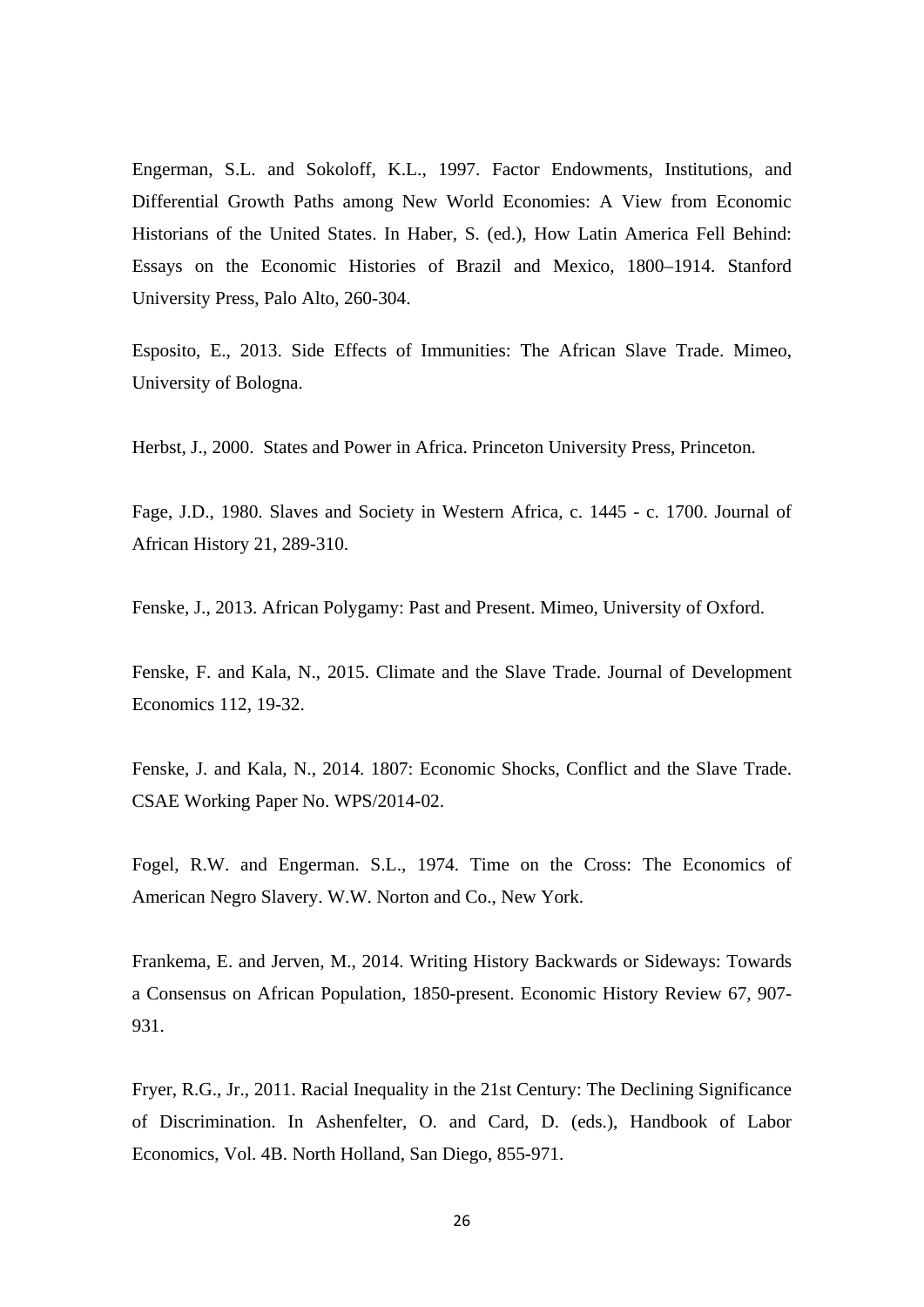Engerman, S.L. and Sokoloff, K.L., 1997. Factor Endowments, Institutions, and Differential Growth Paths among New World Economies: A View from Economic Historians of the United States. In Haber, S. (ed.), How Latin America Fell Behind: Essays on the Economic Histories of Brazil and Mexico, 1800–1914. Stanford University Press, Palo Alto, 260-304.

Esposito, E., 2013. Side Effects of Immunities: The African Slave Trade. Mimeo, University of Bologna.

Herbst, J., 2000. States and Power in Africa. Princeton University Press, Princeton.

Fage, J.D., 1980. Slaves and Society in Western Africa, c. 1445 - c. 1700. Journal of African History 21, 289-310.

Fenske, J., 2013. African Polygamy: Past and Present. Mimeo, University of Oxford.

Fenske, F. and Kala, N., 2015. Climate and the Slave Trade. Journal of Development Economics 112, 19-32.

Fenske, J. and Kala, N., 2014. 1807: Economic Shocks, Conflict and the Slave Trade. CSAE Working Paper No. WPS/2014-02.

Fogel, R.W. and Engerman. S.L., 1974. Time on the Cross: The Economics of American Negro Slavery. W.W. Norton and Co., New York.

Frankema, E. and Jerven, M., 2014. Writing History Backwards or Sideways: Towards a Consensus on African Population, 1850-present. Economic History Review 67, 907-931.

Fryer, R.G., Jr., 2011. Racial Inequality in the 21st Century: The Declining Significance of Discrimination. In Ashenfelter, O. and Card, D. (eds.), Handbook of Labor Economics, Vol. 4B. North Holland, San Diego, 855-971.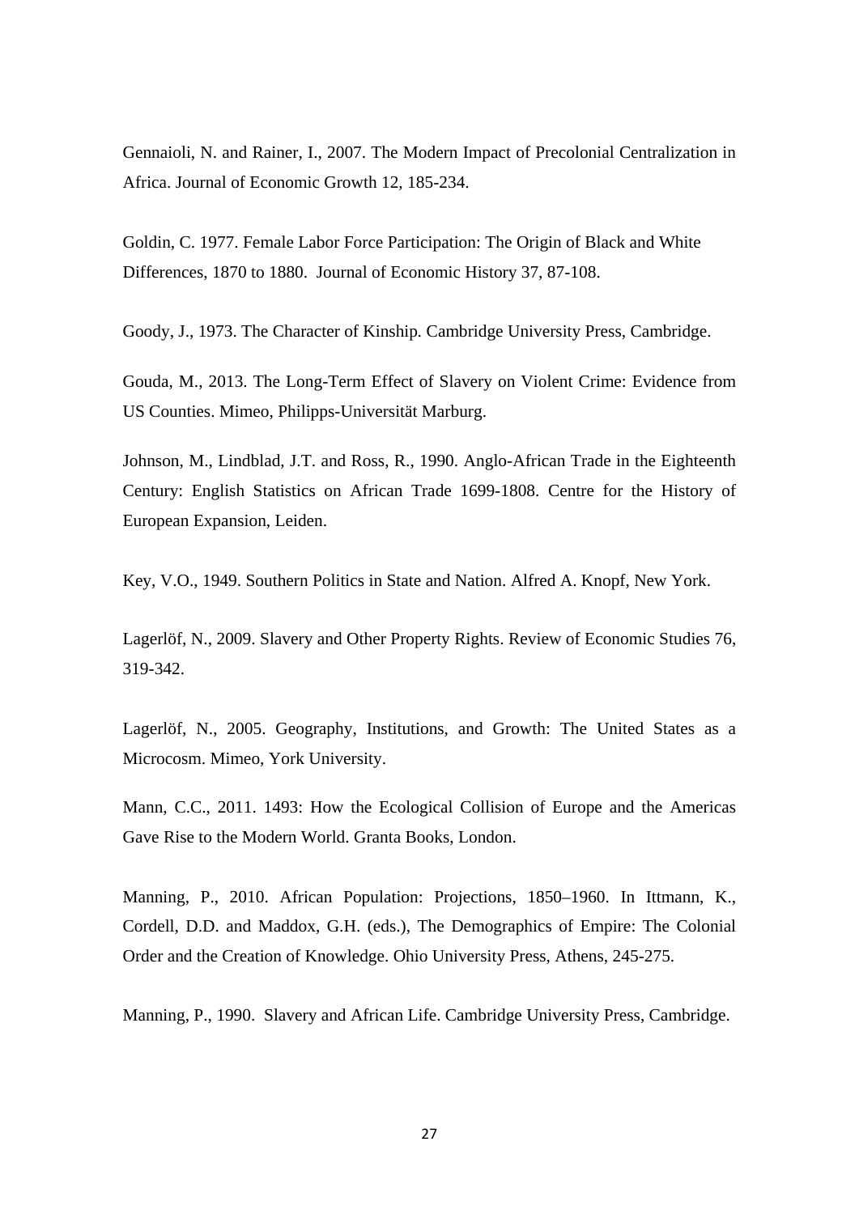Gennaioli, N. and Rainer, I., 2007. The Modern Impact of Precolonial Centralization in Africa. Journal of Economic Growth 12, 185-234.

Goldin, C. 1977. Female Labor Force Participation: The Origin of Black and White Differences, 1870 to 1880. Journal of Economic History 37, 87-108.

Goody, J., 1973. The Character of Kinship. Cambridge University Press, Cambridge.

Gouda, M., 2013. The Long-Term Effect of Slavery on Violent Crime: Evidence from US Counties. Mimeo, Philipps-Universität Marburg.

Johnson, M., Lindblad, J.T. and Ross, R., 1990. Anglo-African Trade in the Eighteenth Century: English Statistics on African Trade 1699-1808. Centre for the History of European Expansion, Leiden.

Key, V.O., 1949. Southern Politics in State and Nation. Alfred A. Knopf, New York.

Lagerlöf, N., 2009. Slavery and Other Property Rights. Review of Economic Studies 76, 319-342.

Lagerlöf, N., 2005. Geography, Institutions, and Growth: The United States as a Microcosm. Mimeo, York University.

Mann, C.C., 2011. 1493: How the Ecological Collision of Europe and the Americas Gave Rise to the Modern World. Granta Books, London.

Manning, P., 2010. African Population: Projections, 1850–1960. In Ittmann, K., Cordell, D.D. and Maddox, G.H. (eds.), The Demographics of Empire: The Colonial Order and the Creation of Knowledge. Ohio University Press, Athens, 245-275.

Manning, P., 1990. Slavery and African Life. Cambridge University Press, Cambridge.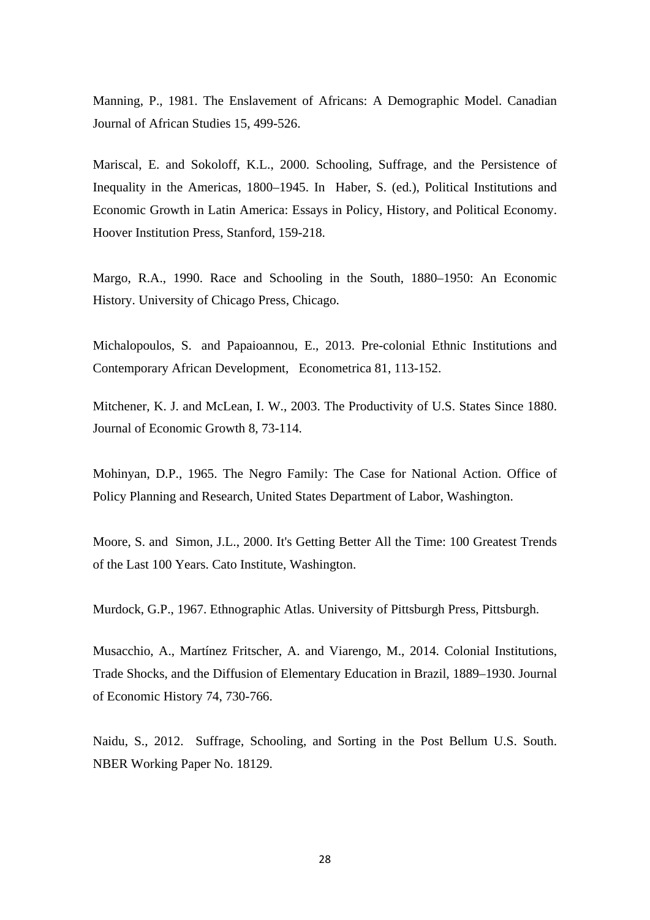Manning, P., 1981. The Enslavement of Africans: A Demographic Model. Canadian Journal of African Studies 15, 499-526.

Mariscal, E. and Sokoloff, K.L., 2000. Schooling, Suffrage, and the Persistence of Inequality in the Americas, 1800–1945. In Haber, S. (ed.), Political Institutions and Economic Growth in Latin America: Essays in Policy, History, and Political Economy. Hoover Institution Press, Stanford, 159-218.

Margo, R.A., 1990. Race and Schooling in the South, 1880–1950: An Economic History. University of Chicago Press, Chicago.

Michalopoulos, S. and Papaioannou, E., 2013. Pre-colonial Ethnic Institutions and Contemporary African Development, Econometrica 81, 113-152.

Mitchener, K. J. and McLean, I. W., 2003. The Productivity of U.S. States Since 1880. Journal of Economic Growth 8, 73-114.

Mohinyan, D.P., 1965. The Negro Family: The Case for National Action. Office of Policy Planning and Research, United States Department of Labor, Washington.

Moore, S. and Simon, J.L., 2000. It's Getting Better All the Time: 100 Greatest Trends of the Last 100 Years. Cato Institute, Washington.

Murdock, G.P., 1967. Ethnographic Atlas. University of Pittsburgh Press, Pittsburgh.

Musacchio, A., Martínez Fritscher, A. and Viarengo, M., 2014. Colonial Institutions, Trade Shocks, and the Diffusion of Elementary Education in Brazil, 1889–1930. Journal of Economic History 74, 730-766.

Naidu, S., 2012. Suffrage, Schooling, and Sorting in the Post Bellum U.S. South. NBER Working Paper No. 18129.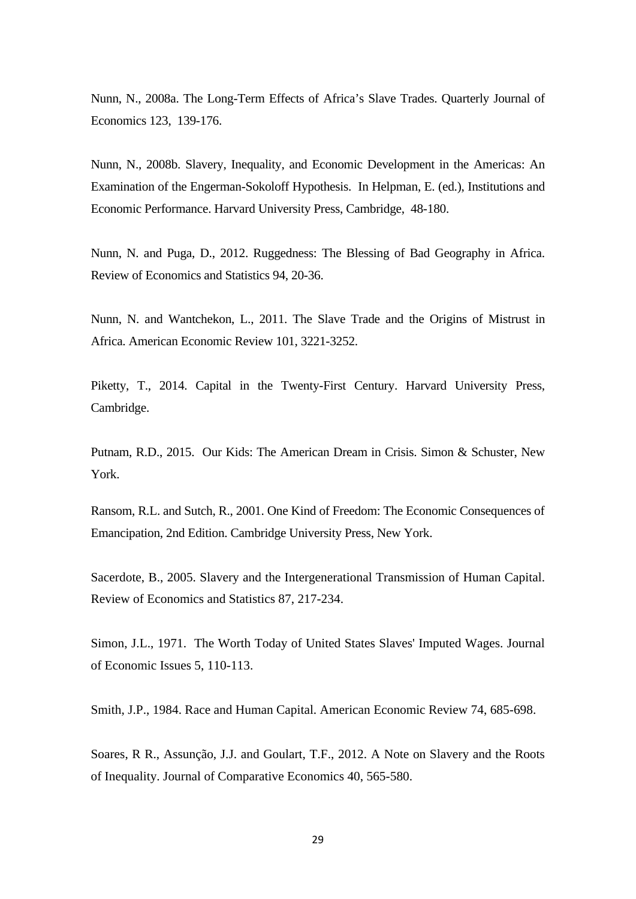Nunn, N., 2008a. The Long-Term Effects of Africa's Slave Trades. Quarterly Journal of Economics 123, 139-176.

Nunn, N., 2008b. Slavery, Inequality, and Economic Development in the Americas: An Examination of the Engerman-Sokoloff Hypothesis. In Helpman, E. (ed.), Institutions and Economic Performance. Harvard University Press, Cambridge, 48-180.

Nunn, N. and Puga, D., 2012. Ruggedness: The Blessing of Bad Geography in Africa. Review of Economics and Statistics 94, 20-36.

Nunn, N. and Wantchekon, L., 2011. The Slave Trade and the Origins of Mistrust in Africa. American Economic Review 101, 3221-3252.

Piketty, T., 2014. Capital in the Twenty-First Century. Harvard University Press, Cambridge.

Putnam, R.D., 2015. Our Kids: The American Dream in Crisis. Simon & Schuster, New York.

Ransom, R.L. and Sutch, R., 2001. One Kind of Freedom: The Economic Consequences of Emancipation, 2nd Edition. Cambridge University Press, New York.

Sacerdote, B., 2005. Slavery and the Intergenerational Transmission of Human Capital. Review of Economics and Statistics 87, 217-234.

Simon, J.L., 1971. The Worth Today of United States Slaves' Imputed Wages. Journal of Economic Issues 5, 110-113.

Smith, J.P., 1984. Race and Human Capital. American Economic Review 74, 685-698.

Soares, R R., Assunção, J.J. and Goulart, T.F., 2012. A Note on Slavery and the Roots of Inequality. Journal of Comparative Economics 40, 565-580.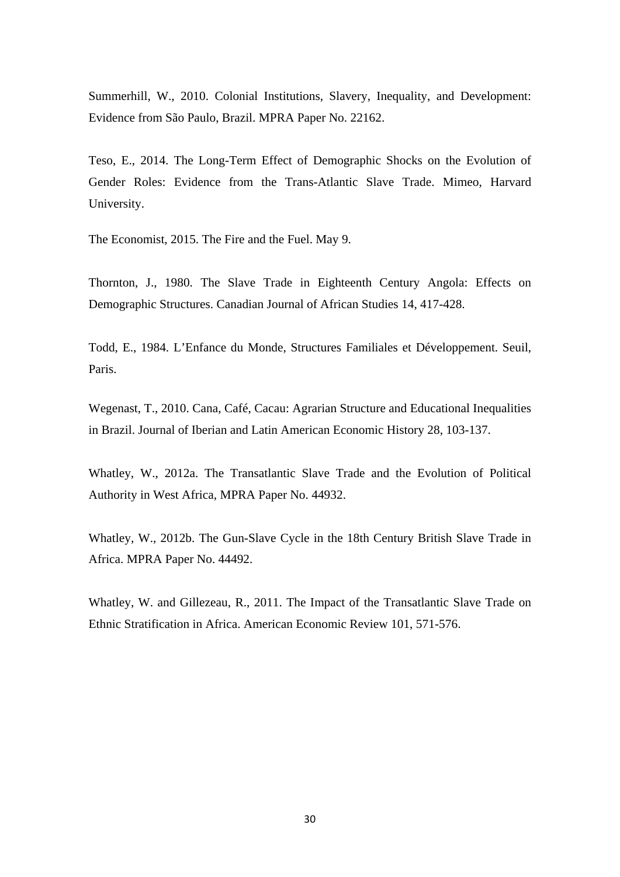Summerhill, W., 2010. Colonial Institutions, Slavery, Inequality, and Development: Evidence from São Paulo, Brazil. MPRA Paper No. 22162.

Teso, E., 2014. The Long-Term Effect of Demographic Shocks on the Evolution of Gender Roles: Evidence from the Trans-Atlantic Slave Trade. Mimeo, Harvard University.

The Economist, 2015. The Fire and the Fuel. May 9.

Thornton, J., 1980. The Slave Trade in Eighteenth Century Angola: Effects on Demographic Structures. Canadian Journal of African Studies 14, 417-428.

Todd, E., 1984. L'Enfance du Monde, Structures Familiales et Développement. Seuil, Paris.

Wegenast, T., 2010. Cana, Café, Cacau: Agrarian Structure and Educational Inequalities in Brazil. Journal of Iberian and Latin American Economic History 28, 103-137.

Whatley, W., 2012a. The Transatlantic Slave Trade and the Evolution of Political Authority in West Africa, MPRA Paper No. 44932.

Whatley, W., 2012b. The Gun-Slave Cycle in the 18th Century British Slave Trade in Africa. MPRA Paper No. 44492.

Whatley, W. and Gillezeau, R., 2011. The Impact of the Transatlantic Slave Trade on Ethnic Stratification in Africa. American Economic Review 101, 571-576.